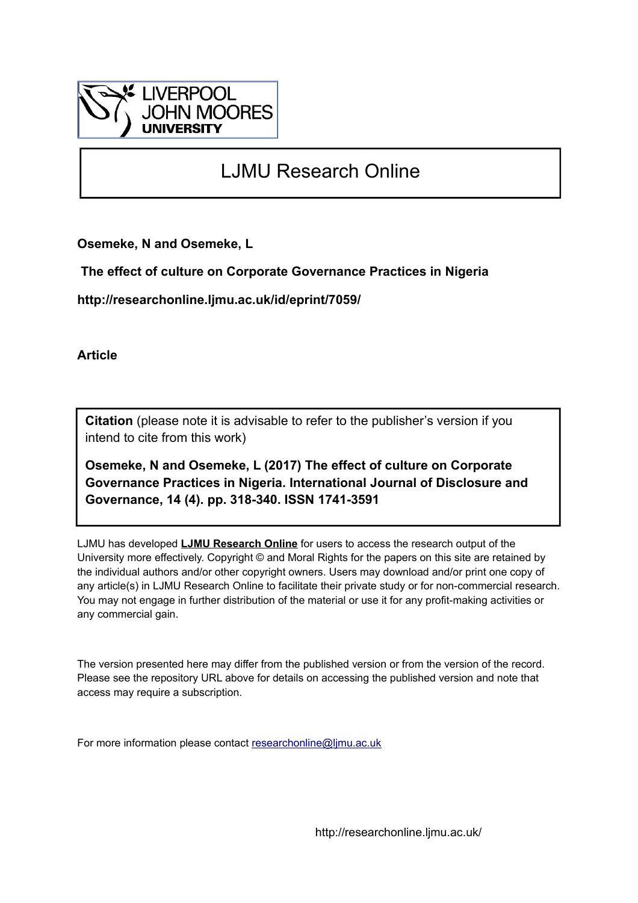LIVERPOOL JOHN MOORES UNIVERSITY

# LJMU Research Online

**Osemeke, N and Osemeke, L**

**The effect of culture on Corporate Governance Practices in Nigeria**

**http://researchonline.ljmu.ac.uk/id/eprint/7059/**

**Article**

**Citation** (please note it is advisable to refer to the publisher's version if you intend to cite from this work)

**Osemeke, N and Osemeke, L (2017) The effect of culture on Corporate Governance Practices in Nigeria. International Journal of Disclosure and Governance, 14 (4). pp. 318-340. ISSN 1741-3591**

LJMU has developed **LJMU Research Online** for users to access the research output of the University more effectively. Copyright © and Moral Rights for the papers on this site are retained by the individual authors and/or other copyright owners. Users may download and/or print one copy of any article(s) in LJMU Research Online to facilitate their private study or for non-commercial research. You may not engage in further distribution of the material or use it for any profit-making activities or any commercial gain.

The version presented here may differ from the published version or from the version of the record. Please see the repository URL above for details on accessing the published version and note that access may require a subscription.

For more information please contact researchonline@ljmu.ac.uk

http://researchonline.ljmu.ac.uk/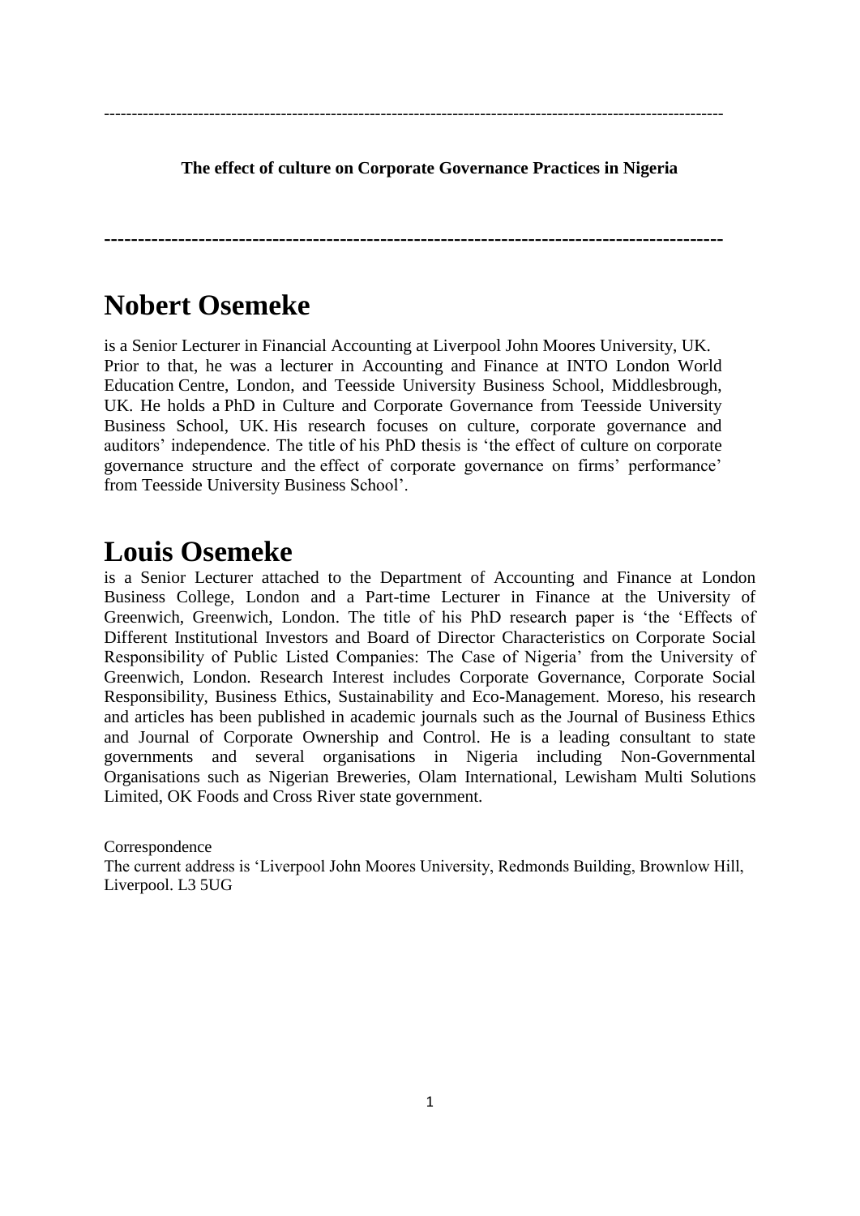---

**The effect of culture on Corporate Governance Practices in Nigeria**

---

# Nobert Osemeke

is a Senior Lecturer in Financial Accounting at Liverpool John Moores University, UK. Prior to that, he was a lecturer in Accounting and Finance at INTO London World Education Centre, London, and Teesside University Business School, Middlesbrough, UK. He holds a PhD in Culture and Corporate Governance from Teesside University Business School, UK. His research focuses on culture, corporate governance and auditors' independence. The title of his PhD thesis is 'the effect of culture on corporate governance structure and the effect of corporate governance on firms' performance' from Teesside University Business School'.

# Louis Osemeke

is a Senior Lecturer attached to the Department of Accounting and Finance at London Business College, London and a Part-time Lecturer in Finance at the University of Greenwich, Greenwich, London. The title of his PhD research paper is 'the 'Effects of Different Institutional Investors and Board of Director Characteristics on Corporate Social Responsibility of Public Listed Companies: The Case of Nigeria' from the University of Greenwich, London. Research Interest includes Corporate Governance, Corporate Social Responsibility, Business Ethics, Sustainability and Eco-Management. Moreso, his research and articles has been published in academic journals such as the Journal of Business Ethics and Journal of Corporate Ownership and Control. He is a leading consultant to state governments and several organisations in Nigeria including Non-Governmental Organisations such as Nigerian Breweries, Olam International, Lewisham Multi Solutions Limited, OK Foods and Cross River state government.

Correspondence

The current address is 'Liverpool John Moores University, Redmonds Building, Brownlow Hill, Liverpool. L3 5UG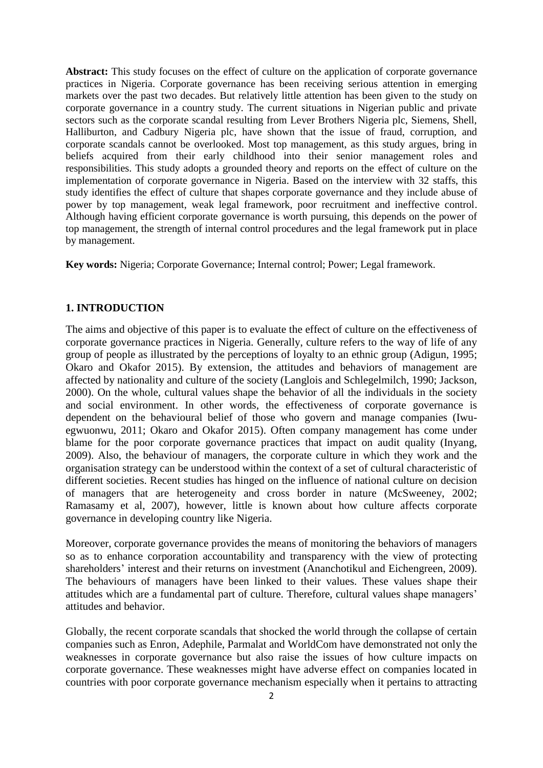**Abstract:** This study focuses on the effect of culture on the application of corporate governance practices in Nigeria. Corporate governance has been receiving serious attention in emerging markets over the past two decades. But relatively little attention has been given to the study on corporate governance in a country study. The current situations in Nigerian public and private sectors such as the corporate scandal resulting from Lever Brothers Nigeria plc, Siemens, Shell, Halliburton, and Cadbury Nigeria plc, have shown that the issue of fraud, corruption, and corporate scandals cannot be overlooked. Most top management, as this study argues, bring in beliefs acquired from their early childhood into their senior management roles and responsibilities. This study adopts a grounded theory and reports on the effect of culture on the implementation of corporate governance in Nigeria. Based on the interview with 32 staffs, this study identifies the effect of culture that shapes corporate governance and they include abuse of power by top management, weak legal framework, poor recruitment and ineffective control. Although having efficient corporate governance is worth pursuing, this depends on the power of top management, the strength of internal control procedures and the legal framework put in place by management.

**Key words:** Nigeria; Corporate Governance; Internal control; Power; Legal framework.

## 1. INTRODUCTION

The aims and objective of this paper is to evaluate the effect of culture on the effectiveness of corporate governance practices in Nigeria. Generally, culture refers to the way of life of any group of people as illustrated by the perceptions of loyalty to an ethnic group (Adigun, 1995; Okaro and Okafor 2015). By extension, the attitudes and behaviors of management are affected by nationality and culture of the society (Langlois and Schlegelmilch, 1990; Jackson, 2000). On the whole, cultural values shape the behavior of all the individuals in the society and social environment. In other words, the effectiveness of corporate governance is dependent on the behavioural belief of those who govern and manage companies (Iwu-egwuonwu, 2011; Okaro and Okafor 2015). Often company management has come under blame for the poor corporate governance practices that impact on audit quality (Inyang, 2009). Also, the behaviour of managers, the corporate culture in which they work and the organisation strategy can be understood within the context of a set of cultural characteristic of different societies. Recent studies has hinged on the influence of national culture on decision of managers that are heterogeneity and cross border in nature (McSweeney, 2002; Ramasamy et al, 2007), however, little is known about how culture affects corporate governance in developing country like Nigeria.

Moreover, corporate governance provides the means of monitoring the behaviors of managers so as to enhance corporation accountability and transparency with the view of protecting shareholders' interest and their returns on investment (Ananchotikul and Eichengreen, 2009). The behaviours of managers have been linked to their values. These values shape their attitudes which are a fundamental part of culture. Therefore, cultural values shape managers' attitudes and behavior.

Globally, the recent corporate scandals that shocked the world through the collapse of certain companies such as Enron, Adephile, Parmalat and WorldCom have demonstrated not only the weaknesses in corporate governance but also raise the issues of how culture impacts on corporate governance. These weaknesses might have adverse effect on companies located in countries with poor corporate governance mechanism especially when it pertains to attracting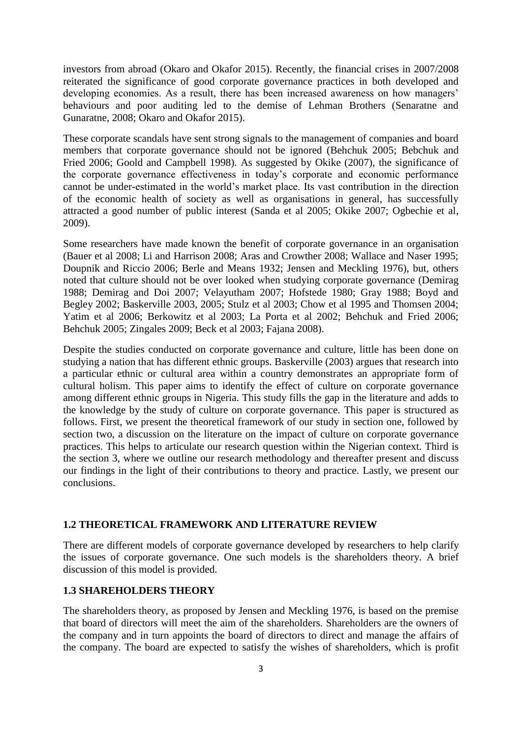investors from abroad (Okaro and Okafor 2015). Recently, the financial crises in 2007/2008 reiterated the significance of good corporate governance practices in both developed and developing economies. As a result, there has been increased awareness on how managers' behaviours and poor auditing led to the demise of Lehman Brothers (Senaratne and Gunaratne, 2008; Okaro and Okafor 2015).

These corporate scandals have sent strong signals to the management of companies and board members that corporate governance should not be ignored (Behchuk 2005; Bebchuk and Fried 2006; Goold and Campbell 1998). As suggested by Okike (2007), the significance of the corporate governance effectiveness in today's corporate and economic performance cannot be under-estimated in the world's market place. Its vast contribution in the direction of the economic health of society as well as organisations in general, has successfully attracted a good number of public interest (Sanda et al 2005; Okike 2007; Ogbechie et al, 2009).

Some researchers have made known the benefit of corporate governance in an organisation (Bauer et al 2008; Li and Harrison 2008; Aras and Crowther 2008; Wallace and Naser 1995; Doupnik and Riccio 2006; Berle and Means 1932; Jensen and Meckling 1976), but, others noted that culture should not be over looked when studying corporate governance (Demirag 1988; Demirag and Doi 2007; Velayutham 2007; Hofstede 1980; Gray 1988; Boyd and Begley 2002; Baskerville 2003, 2005; Stulz et al 2003; Chow et al 1995 and Thomsen 2004; Yatim et al 2006; Berkowitz et al 2003; La Porta et al 2002; Behchuk and Fried 2006; Behchuk 2005; Zingales 2009; Beck et al 2003; Fajana 2008).

Despite the studies conducted on corporate governance and culture, little has been done on studying a nation that has different ethnic groups. Baskerville (2003) argues that research into a particular ethnic or cultural area within a country demonstrates an appropriate form of cultural holism. This paper aims to identify the effect of culture on corporate governance among different ethnic groups in Nigeria. This study fills the gap in the literature and adds to the knowledge by the study of culture on corporate governance. This paper is structured as follows. First, we present the theoretical framework of our study in section one, followed by section two, a discussion on the literature on the impact of culture on corporate governance practices. This helps to articulate our research question within the Nigerian context. Third is the section 3, where we outline our research methodology and thereafter present and discuss our findings in the light of their contributions to theory and practice. Lastly, we present our conclusions.

## 1.2 THEORETICAL FRAMEWORK AND LITERATURE REVIEW

There are different models of corporate governance developed by researchers to help clarify the issues of corporate governance. One such models is the shareholders theory. A brief discussion of this model is provided.

## 1.3 SHAREHOLDERS THEORY

The shareholders theory, as proposed by Jensen and Meckling 1976, is based on the premise that board of directors will meet the aim of the shareholders. Shareholders are the owners of the company and in turn appoints the board of directors to direct and manage the affairs of the company. The board are expected to satisfy the wishes of shareholders, which is profit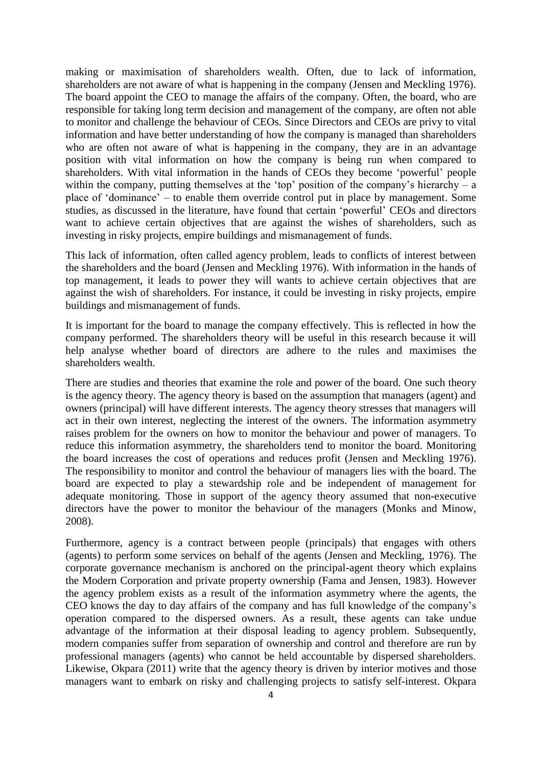making or maximisation of shareholders wealth. Often, due to lack of information, shareholders are not aware of what is happening in the company (Jensen and Meckling 1976). The board appoint the CEO to manage the affairs of the company. Often, the board, who are responsible for taking long term decision and management of the company, are often not able to monitor and challenge the behaviour of CEOs. Since Directors and CEOs are privy to vital information and have better understanding of how the company is managed than shareholders who are often not aware of what is happening in the company, they are in an advantage position with vital information on how the company is being run when compared to shareholders. With vital information in the hands of CEOs they become 'powerful' people within the company, putting themselves at the 'top' position of the company's hierarchy – a place of 'dominance' – to enable them override control put in place by management. Some studies, as discussed in the literature, have found that certain 'powerful' CEOs and directors want to achieve certain objectives that are against the wishes of shareholders, such as investing in risky projects, empire buildings and mismanagement of funds.

This lack of information, often called agency problem, leads to conflicts of interest between the shareholders and the board (Jensen and Meckling 1976). With information in the hands of top management, it leads to power they will wants to achieve certain objectives that are against the wish of shareholders. For instance, it could be investing in risky projects, empire buildings and mismanagement of funds.

It is important for the board to manage the company effectively. This is reflected in how the company performed. The shareholders theory will be useful in this research because it will help analyse whether board of directors are adhere to the rules and maximises the shareholders wealth.

There are studies and theories that examine the role and power of the board. One such theory is the agency theory. The agency theory is based on the assumption that managers (agent) and owners (principal) will have different interests. The agency theory stresses that managers will act in their own interest, neglecting the interest of the owners. The information asymmetry raises problem for the owners on how to monitor the behaviour and power of managers. To reduce this information asymmetry, the shareholders tend to monitor the board. Monitoring the board increases the cost of operations and reduces profit (Jensen and Meckling 1976). The responsibility to monitor and control the behaviour of managers lies with the board. The board are expected to play a stewardship role and be independent of management for adequate monitoring. Those in support of the agency theory assumed that non-executive directors have the power to monitor the behaviour of the managers (Monks and Minow, 2008).

Furthermore, agency is a contract between people (principals) that engages with others (agents) to perform some services on behalf of the agents (Jensen and Meckling, 1976). The corporate governance mechanism is anchored on the principal-agent theory which explains the Modern Corporation and private property ownership (Fama and Jensen, 1983). However the agency problem exists as a result of the information asymmetry where the agents, the CEO knows the day to day affairs of the company and has full knowledge of the company's operation compared to the dispersed owners. As a result, these agents can take undue advantage of the information at their disposal leading to agency problem. Subsequently, modern companies suffer from separation of ownership and control and therefore are run by professional managers (agents) who cannot be held accountable by dispersed shareholders. Likewise, Okpara (2011) write that the agency theory is driven by interior motives and those managers want to embark on risky and challenging projects to satisfy self-interest. Okpara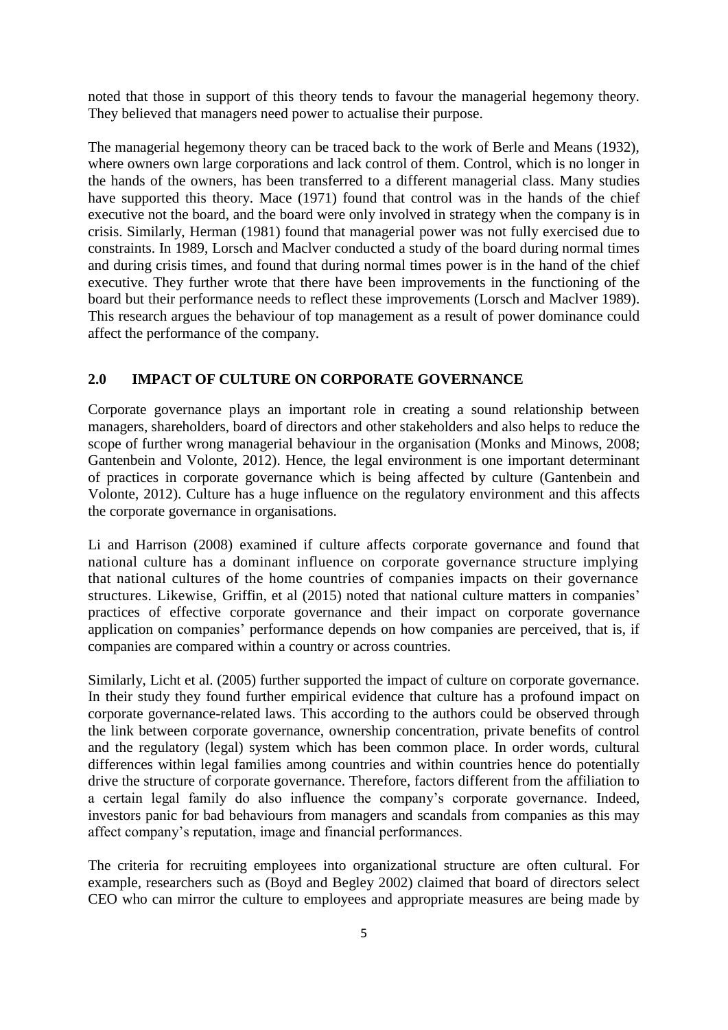noted that those in support of this theory tends to favour the managerial hegemony theory. They believed that managers need power to actualise their purpose.

The managerial hegemony theory can be traced back to the work of Berle and Means (1932), where owners own large corporations and lack control of them. Control, which is no longer in the hands of the owners, has been transferred to a different managerial class. Many studies have supported this theory. Mace (1971) found that control was in the hands of the chief executive not the board, and the board were only involved in strategy when the company is in crisis. Similarly, Herman (1981) found that managerial power was not fully exercised due to constraints. In 1989, Lorsch and Maclver conducted a study of the board during normal times and during crisis times, and found that during normal times power is in the hand of the chief executive. They further wrote that there have been improvements in the functioning of the board but their performance needs to reflect these improvements (Lorsch and Maclver 1989). This research argues the behaviour of top management as a result of power dominance could affect the performance of the company.

## 2.0 IMPACT OF CULTURE ON CORPORATE GOVERNANCE

Corporate governance plays an important role in creating a sound relationship between managers, shareholders, board of directors and other stakeholders and also helps to reduce the scope of further wrong managerial behaviour in the organisation (Monks and Minows, 2008; Gantenbein and Volonte, 2012). Hence, the legal environment is one important determinant of practices in corporate governance which is being affected by culture (Gantenbein and Volonte, 2012). Culture has a huge influence on the regulatory environment and this affects the corporate governance in organisations.

Li and Harrison (2008) examined if culture affects corporate governance and found that national culture has a dominant influence on corporate governance structure implying that national cultures of the home countries of companies impacts on their governance structures. Likewise, Griffin, et al (2015) noted that national culture matters in companies' practices of effective corporate governance and their impact on corporate governance application on companies' performance depends on how companies are perceived, that is, if companies are compared within a country or across countries.

Similarly, Licht et al. (2005) further supported the impact of culture on corporate governance. In their study they found further empirical evidence that culture has a profound impact on corporate governance-related laws. This according to the authors could be observed through the link between corporate governance, ownership concentration, private benefits of control and the regulatory (legal) system which has been common place. In order words, cultural differences within legal families among countries and within countries hence do potentially drive the structure of corporate governance. Therefore, factors different from the affiliation to a certain legal family do also influence the company's corporate governance. Indeed, investors panic for bad behaviours from managers and scandals from companies as this may affect company's reputation, image and financial performances.

The criteria for recruiting employees into organizational structure are often cultural. For example, researchers such as (Boyd and Begley 2002) claimed that board of directors select CEO who can mirror the culture to employees and appropriate measures are being made by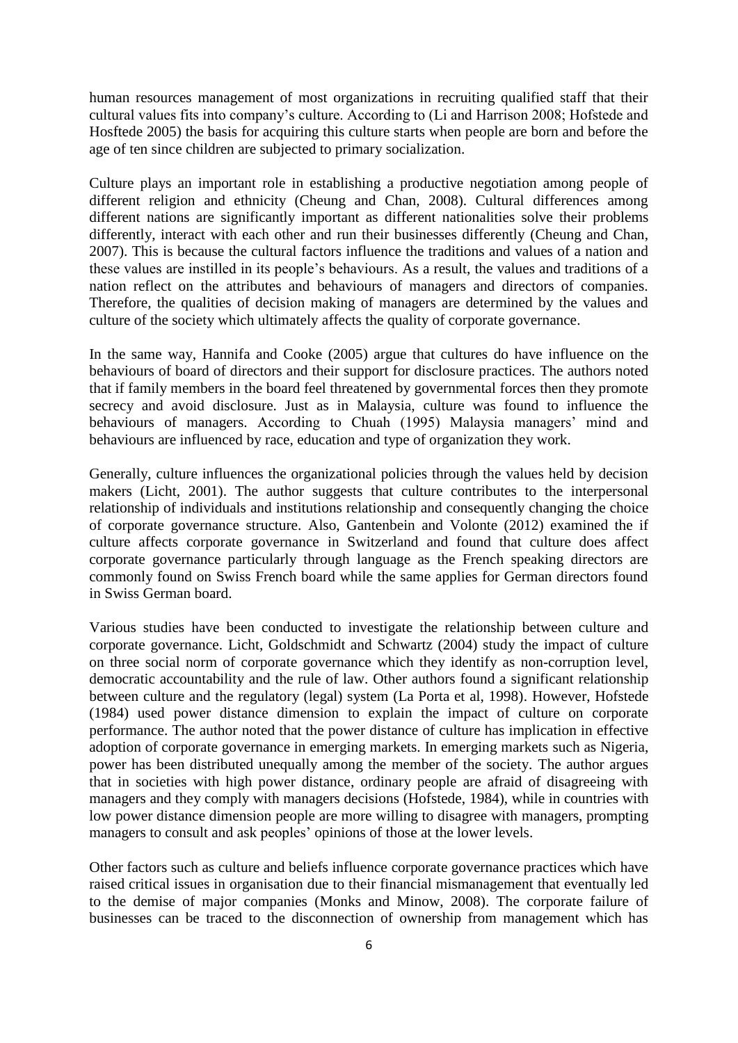human resources management of most organizations in recruiting qualified staff that their cultural values fits into company's culture. According to (Li and Harrison 2008; Hofstede and Hosftede 2005) the basis for acquiring this culture starts when people are born and before the age of ten since children are subjected to primary socialization.

Culture plays an important role in establishing a productive negotiation among people of different religion and ethnicity (Cheung and Chan, 2008). Cultural differences among different nations are significantly important as different nationalities solve their problems differently, interact with each other and run their businesses differently (Cheung and Chan, 2007). This is because the cultural factors influence the traditions and values of a nation and these values are instilled in its people's behaviours. As a result, the values and traditions of a nation reflect on the attributes and behaviours of managers and directors of companies. Therefore, the qualities of decision making of managers are determined by the values and culture of the society which ultimately affects the quality of corporate governance.

In the same way, Hannifa and Cooke (2005) argue that cultures do have influence on the behaviours of board of directors and their support for disclosure practices. The authors noted that if family members in the board feel threatened by governmental forces then they promote secrecy and avoid disclosure. Just as in Malaysia, culture was found to influence the behaviours of managers. According to Chuah (1995) Malaysia managers' mind and behaviours are influenced by race, education and type of organization they work.

Generally, culture influences the organizational policies through the values held by decision makers (Licht, 2001). The author suggests that culture contributes to the interpersonal relationship of individuals and institutions relationship and consequently changing the choice of corporate governance structure. Also, Gantenbein and Volonte (2012) examined the if culture affects corporate governance in Switzerland and found that culture does affect corporate governance particularly through language as the French speaking directors are commonly found on Swiss French board while the same applies for German directors found in Swiss German board.

Various studies have been conducted to investigate the relationship between culture and corporate governance. Licht, Goldschmidt and Schwartz (2004) study the impact of culture on three social norm of corporate governance which they identify as non-corruption level, democratic accountability and the rule of law. Other authors found a significant relationship between culture and the regulatory (legal) system (La Porta et al, 1998). However, Hofstede (1984) used power distance dimension to explain the impact of culture on corporate performance. The author noted that the power distance of culture has implication in effective adoption of corporate governance in emerging markets. In emerging markets such as Nigeria, power has been distributed unequally among the member of the society. The author argues that in societies with high power distance, ordinary people are afraid of disagreeing with managers and they comply with managers decisions (Hofstede, 1984), while in countries with low power distance dimension people are more willing to disagree with managers, prompting managers to consult and ask peoples' opinions of those at the lower levels.

Other factors such as culture and beliefs influence corporate governance practices which have raised critical issues in organisation due to their financial mismanagement that eventually led to the demise of major companies (Monks and Minow, 2008). The corporate failure of businesses can be traced to the disconnection of ownership from management which has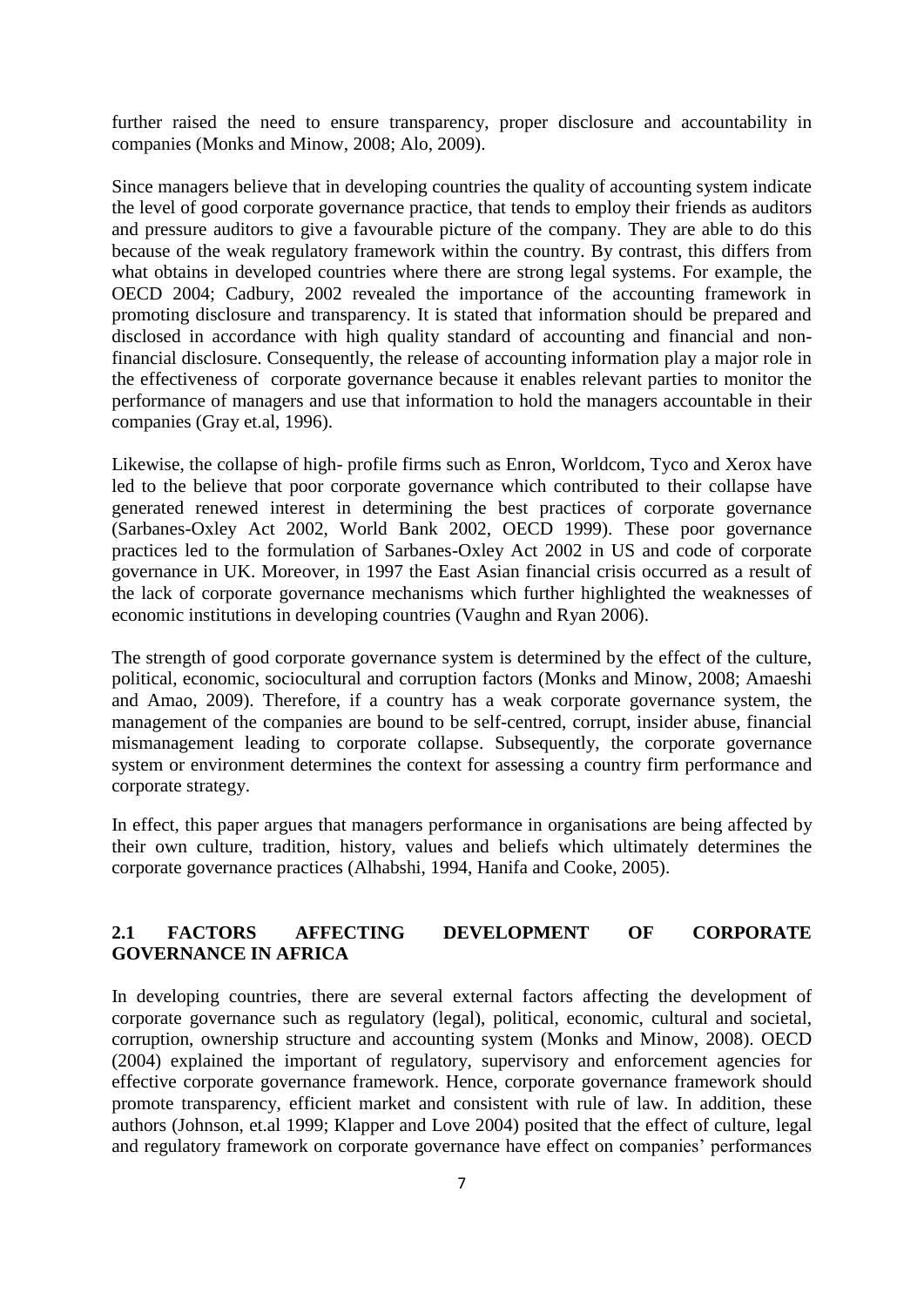further raised the need to ensure transparency, proper disclosure and accountability in companies (Monks and Minow, 2008; Alo, 2009).

Since managers believe that in developing countries the quality of accounting system indicate the level of good corporate governance practice, that tends to employ their friends as auditors and pressure auditors to give a favourable picture of the company. They are able to do this because of the weak regulatory framework within the country. By contrast, this differs from what obtains in developed countries where there are strong legal systems. For example, the OECD 2004; Cadbury, 2002 revealed the importance of the accounting framework in promoting disclosure and transparency. It is stated that information should be prepared and disclosed in accordance with high quality standard of accounting and financial and non-financial disclosure. Consequently, the release of accounting information play a major role in the effectiveness of corporate governance because it enables relevant parties to monitor the performance of managers and use that information to hold the managers accountable in their companies (Gray et.al, 1996).

Likewise, the collapse of high- profile firms such as Enron, Worldcom, Tyco and Xerox have led to the believe that poor corporate governance which contributed to their collapse have generated renewed interest in determining the best practices of corporate governance (Sarbanes-Oxley Act 2002, World Bank 2002, OECD 1999). These poor governance practices led to the formulation of Sarbanes-Oxley Act 2002 in US and code of corporate governance in UK. Moreover, in 1997 the East Asian financial crisis occurred as a result of the lack of corporate governance mechanisms which further highlighted the weaknesses of economic institutions in developing countries (Vaughn and Ryan 2006).

The strength of good corporate governance system is determined by the effect of the culture, political, economic, sociocultural and corruption factors (Monks and Minow, 2008; Amaeshi and Amao, 2009). Therefore, if a country has a weak corporate governance system, the management of the companies are bound to be self-centred, corrupt, insider abuse, financial mismanagement leading to corporate collapse. Subsequently, the corporate governance system or environment determines the context for assessing a country firm performance and corporate strategy.

In effect, this paper argues that managers performance in organisations are being affected by their own culture, tradition, history, values and beliefs which ultimately determines the corporate governance practices (Alhabshi, 1994, Hanifa and Cooke, 2005).

## 2.1 FACTORS AFFECTING DEVELOPMENT OF CORPORATE GOVERNANCE IN AFRICA

In developing countries, there are several external factors affecting the development of corporate governance such as regulatory (legal), political, economic, cultural and societal, corruption, ownership structure and accounting system (Monks and Minow, 2008). OECD (2004) explained the important of regulatory, supervisory and enforcement agencies for effective corporate governance framework. Hence, corporate governance framework should promote transparency, efficient market and consistent with rule of law. In addition, these authors (Johnson, et.al 1999; Klapper and Love 2004) posited that the effect of culture, legal and regulatory framework on corporate governance have effect on companies' performances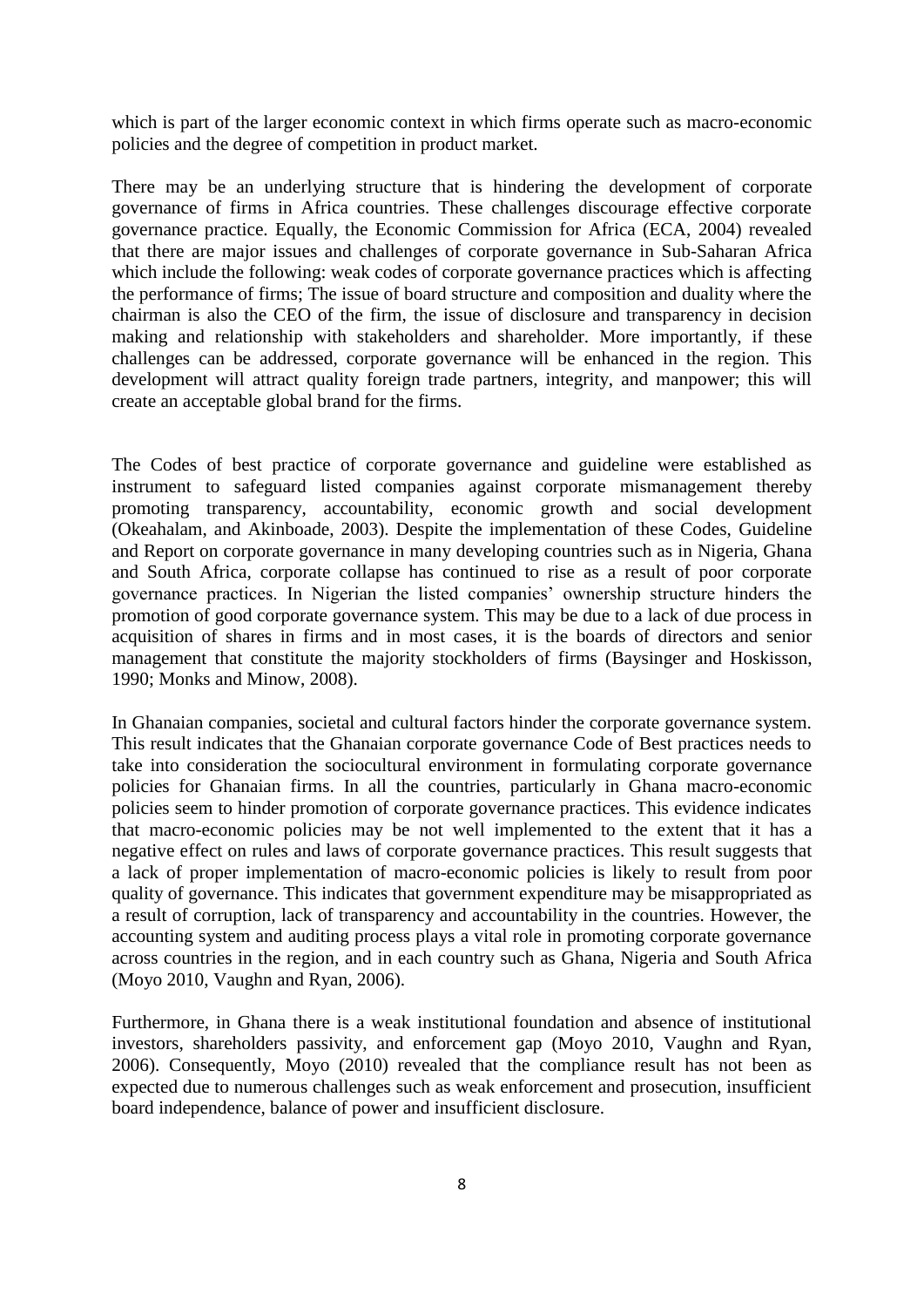which is part of the larger economic context in which firms operate such as macro-economic policies and the degree of competition in product market.

There may be an underlying structure that is hindering the development of corporate governance of firms in Africa countries. These challenges discourage effective corporate governance practice. Equally, the Economic Commission for Africa (ECA, 2004) revealed that there are major issues and challenges of corporate governance in Sub-Saharan Africa which include the following: weak codes of corporate governance practices which is affecting the performance of firms; The issue of board structure and composition and duality where the chairman is also the CEO of the firm, the issue of disclosure and transparency in decision making and relationship with stakeholders and shareholder. More importantly, if these challenges can be addressed, corporate governance will be enhanced in the region. This development will attract quality foreign trade partners, integrity, and manpower; this will create an acceptable global brand for the firms.

The Codes of best practice of corporate governance and guideline were established as instrument to safeguard listed companies against corporate mismanagement thereby promoting transparency, accountability, economic growth and social development (Okeahalam, and Akinboade, 2003). Despite the implementation of these Codes, Guideline and Report on corporate governance in many developing countries such as in Nigeria, Ghana and South Africa, corporate collapse has continued to rise as a result of poor corporate governance practices. In Nigerian the listed companies' ownership structure hinders the promotion of good corporate governance system. This may be due to a lack of due process in acquisition of shares in firms and in most cases, it is the boards of directors and senior management that constitute the majority stockholders of firms (Baysinger and Hoskisson, 1990; Monks and Minow, 2008).

In Ghanaian companies, societal and cultural factors hinder the corporate governance system. This result indicates that the Ghanaian corporate governance Code of Best practices needs to take into consideration the sociocultural environment in formulating corporate governance policies for Ghanaian firms. In all the countries, particularly in Ghana macro-economic policies seem to hinder promotion of corporate governance practices. This evidence indicates that macro-economic policies may be not well implemented to the extent that it has a negative effect on rules and laws of corporate governance practices. This result suggests that a lack of proper implementation of macro-economic policies is likely to result from poor quality of governance. This indicates that government expenditure may be misappropriated as a result of corruption, lack of transparency and accountability in the countries. However, the accounting system and auditing process plays a vital role in promoting corporate governance across countries in the region, and in each country such as Ghana, Nigeria and South Africa (Moyo 2010, Vaughn and Ryan, 2006).

Furthermore, in Ghana there is a weak institutional foundation and absence of institutional investors, shareholders passivity, and enforcement gap (Moyo 2010, Vaughn and Ryan, 2006). Consequently, Moyo (2010) revealed that the compliance result has not been as expected due to numerous challenges such as weak enforcement and prosecution, insufficient board independence, balance of power and insufficient disclosure.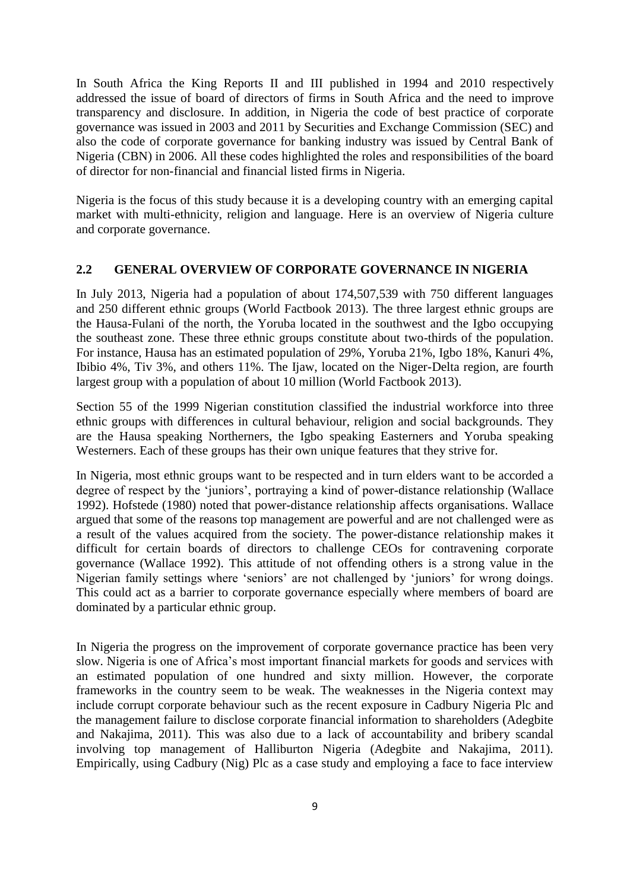In South Africa the King Reports II and III published in 1994 and 2010 respectively addressed the issue of board of directors of firms in South Africa and the need to improve transparency and disclosure. In addition, in Nigeria the code of best practice of corporate governance was issued in 2003 and 2011 by Securities and Exchange Commission (SEC) and also the code of corporate governance for banking industry was issued by Central Bank of Nigeria (CBN) in 2006. All these codes highlighted the roles and responsibilities of the board of director for non-financial and financial listed firms in Nigeria.

Nigeria is the focus of this study because it is a developing country with an emerging capital market with multi-ethnicity, religion and language. Here is an overview of Nigeria culture and corporate governance.

## 2.2 GENERAL OVERVIEW OF CORPORATE GOVERNANCE IN NIGERIA

In July 2013, Nigeria had a population of about 174,507,539 with 750 different languages and 250 different ethnic groups (World Factbook 2013). The three largest ethnic groups are the Hausa-Fulani of the north, the Yoruba located in the southwest and the Igbo occupying the southeast zone. These three ethnic groups constitute about two-thirds of the population. For instance, Hausa has an estimated population of 29%, Yoruba 21%, Igbo 18%, Kanuri 4%, Ibibio 4%, Tiv 3%, and others 11%. The Ijaw, located on the Niger-Delta region, are fourth largest group with a population of about 10 million (World Factbook 2013).

Section 55 of the 1999 Nigerian constitution classified the industrial workforce into three ethnic groups with differences in cultural behaviour, religion and social backgrounds. They are the Hausa speaking Northerners, the Igbo speaking Easterners and Yoruba speaking Westerners. Each of these groups has their own unique features that they strive for.

In Nigeria, most ethnic groups want to be respected and in turn elders want to be accorded a degree of respect by the 'juniors', portraying a kind of power-distance relationship (Wallace 1992). Hofstede (1980) noted that power-distance relationship affects organisations. Wallace argued that some of the reasons top management are powerful and are not challenged were as a result of the values acquired from the society. The power-distance relationship makes it difficult for certain boards of directors to challenge CEOs for contravening corporate governance (Wallace 1992). This attitude of not offending others is a strong value in the Nigerian family settings where 'seniors' are not challenged by 'juniors' for wrong doings. This could act as a barrier to corporate governance especially where members of board are dominated by a particular ethnic group.

In Nigeria the progress on the improvement of corporate governance practice has been very slow. Nigeria is one of Africa's most important financial markets for goods and services with an estimated population of one hundred and sixty million. However, the corporate frameworks in the country seem to be weak. The weaknesses in the Nigeria context may include corrupt corporate behaviour such as the recent exposure in Cadbury Nigeria Plc and the management failure to disclose corporate financial information to shareholders (Adegbite and Nakajima, 2011). This was also due to a lack of accountability and bribery scandal involving top management of Halliburton Nigeria (Adegbite and Nakajima, 2011). Empirically, using Cadbury (Nig) Plc as a case study and employing a face to face interview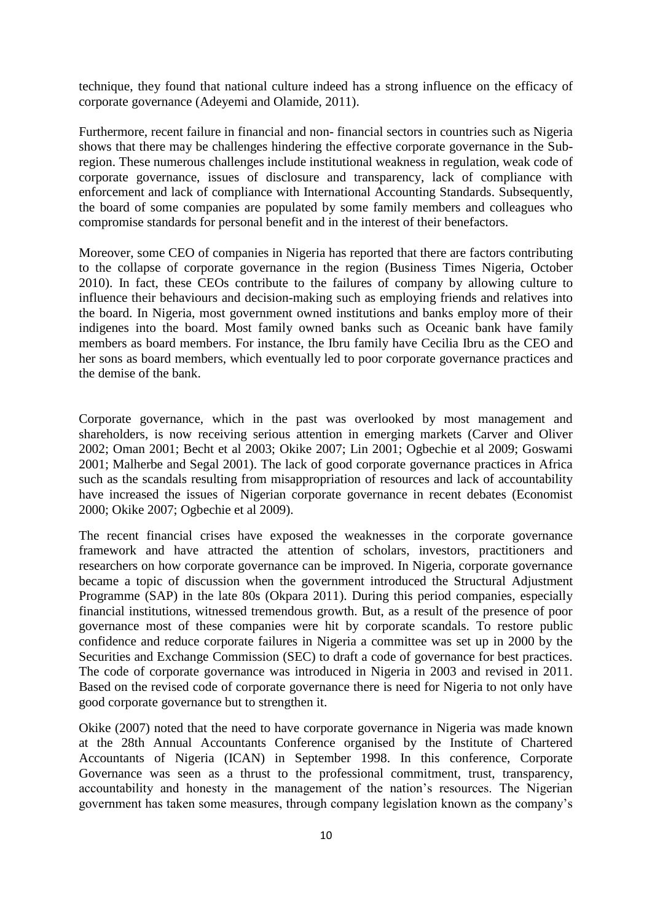technique, they found that national culture indeed has a strong influence on the efficacy of corporate governance (Adeyemi and Olamide, 2011).

Furthermore, recent failure in financial and non- financial sectors in countries such as Nigeria shows that there may be challenges hindering the effective corporate governance in the Sub-region. These numerous challenges include institutional weakness in regulation, weak code of corporate governance, issues of disclosure and transparency, lack of compliance with enforcement and lack of compliance with International Accounting Standards. Subsequently, the board of some companies are populated by some family members and colleagues who compromise standards for personal benefit and in the interest of their benefactors.

Moreover, some CEO of companies in Nigeria has reported that there are factors contributing to the collapse of corporate governance in the region (Business Times Nigeria, October 2010). In fact, these CEOs contribute to the failures of company by allowing culture to influence their behaviours and decision-making such as employing friends and relatives into the board. In Nigeria, most government owned institutions and banks employ more of their indigenes into the board. Most family owned banks such as Oceanic bank have family members as board members. For instance, the Ibru family have Cecilia Ibru as the CEO and her sons as board members, which eventually led to poor corporate governance practices and the demise of the bank.

Corporate governance, which in the past was overlooked by most management and shareholders, is now receiving serious attention in emerging markets (Carver and Oliver 2002; Oman 2001; Becht et al 2003; Okike 2007; Lin 2001; Ogbechie et al 2009; Goswami 2001; Malherbe and Segal 2001). The lack of good corporate governance practices in Africa such as the scandals resulting from misappropriation of resources and lack of accountability have increased the issues of Nigerian corporate governance in recent debates (Economist 2000; Okike 2007; Ogbechie et al 2009).

The recent financial crises have exposed the weaknesses in the corporate governance framework and have attracted the attention of scholars, investors, practitioners and researchers on how corporate governance can be improved. In Nigeria, corporate governance became a topic of discussion when the government introduced the Structural Adjustment Programme (SAP) in the late 80s (Okpara 2011). During this period companies, especially financial institutions, witnessed tremendous growth. But, as a result of the presence of poor governance most of these companies were hit by corporate scandals. To restore public confidence and reduce corporate failures in Nigeria a committee was set up in 2000 by the Securities and Exchange Commission (SEC) to draft a code of governance for best practices. The code of corporate governance was introduced in Nigeria in 2003 and revised in 2011. Based on the revised code of corporate governance there is need for Nigeria to not only have good corporate governance but to strengthen it.

Okike (2007) noted that the need to have corporate governance in Nigeria was made known at the 28th Annual Accountants Conference organised by the Institute of Chartered Accountants of Nigeria (ICAN) in September 1998. In this conference, Corporate Governance was seen as a thrust to the professional commitment, trust, transparency, accountability and honesty in the management of the nation's resources. The Nigerian government has taken some measures, through company legislation known as the company's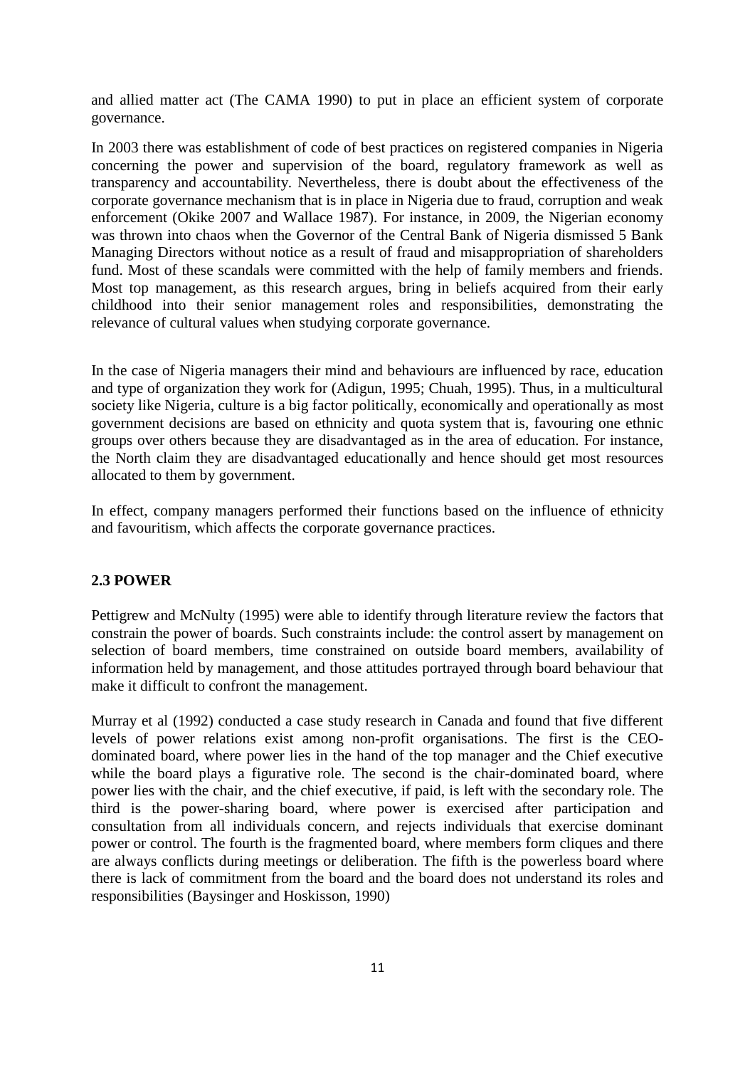and allied matter act (The CAMA 1990) to put in place an efficient system of corporate governance.

In 2003 there was establishment of code of best practices on registered companies in Nigeria concerning the power and supervision of the board, regulatory framework as well as transparency and accountability. Nevertheless, there is doubt about the effectiveness of the corporate governance mechanism that is in place in Nigeria due to fraud, corruption and weak enforcement (Okike 2007 and Wallace 1987). For instance, in 2009, the Nigerian economy was thrown into chaos when the Governor of the Central Bank of Nigeria dismissed 5 Bank Managing Directors without notice as a result of fraud and misappropriation of shareholders fund. Most of these scandals were committed with the help of family members and friends. Most top management, as this research argues, bring in beliefs acquired from their early childhood into their senior management roles and responsibilities, demonstrating the relevance of cultural values when studying corporate governance.

In the case of Nigeria managers their mind and behaviours are influenced by race, education and type of organization they work for (Adigun, 1995; Chuah, 1995). Thus, in a multicultural society like Nigeria, culture is a big factor politically, economically and operationally as most government decisions are based on ethnicity and quota system that is, favouring one ethnic groups over others because they are disadvantaged as in the area of education. For instance, the North claim they are disadvantaged educationally and hence should get most resources allocated to them by government.

In effect, company managers performed their functions based on the influence of ethnicity and favouritism, which affects the corporate governance practices.

## 2.3 POWER

Pettigrew and McNulty (1995) were able to identify through literature review the factors that constrain the power of boards. Such constraints include: the control assert by management on selection of board members, time constrained on outside board members, availability of information held by management, and those attitudes portrayed through board behaviour that make it difficult to confront the management.

Murray et al (1992) conducted a case study research in Canada and found that five different levels of power relations exist among non-profit organisations. The first is the CEO-dominated board, where power lies in the hand of the top manager and the Chief executive while the board plays a figurative role. The second is the chair-dominated board, where power lies with the chair, and the chief executive, if paid, is left with the secondary role. The third is the power-sharing board, where power is exercised after participation and consultation from all individuals concern, and rejects individuals that exercise dominant power or control. The fourth is the fragmented board, where members form cliques and there are always conflicts during meetings or deliberation. The fifth is the powerless board where there is lack of commitment from the board and the board does not understand its roles and responsibilities (Baysinger and Hoskisson, 1990)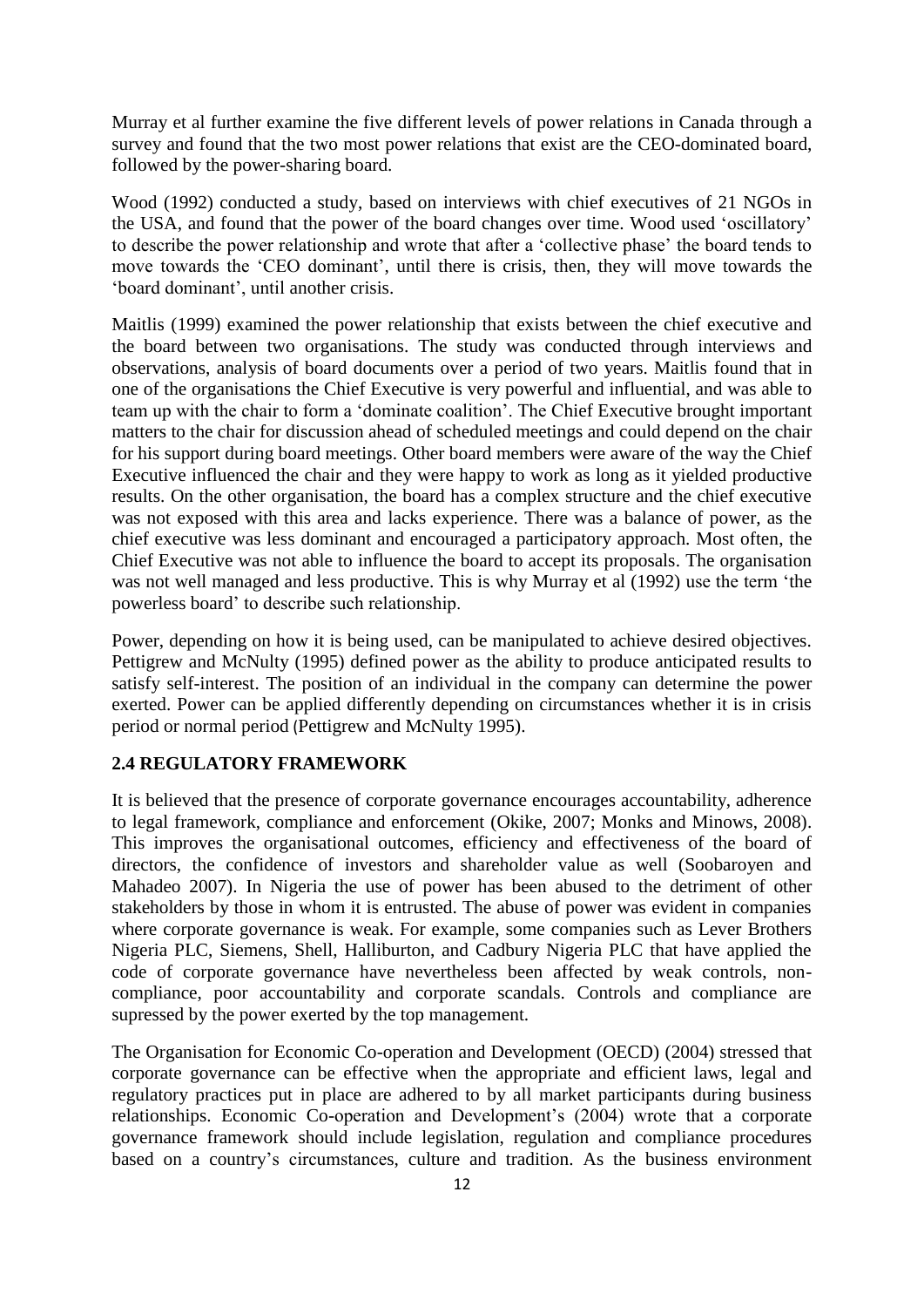Murray et al further examine the five different levels of power relations in Canada through a survey and found that the two most power relations that exist are the CEO-dominated board, followed by the power-sharing board.

Wood (1992) conducted a study, based on interviews with chief executives of 21 NGOs in the USA, and found that the power of the board changes over time. Wood used 'oscillatory' to describe the power relationship and wrote that after a 'collective phase' the board tends to move towards the 'CEO dominant', until there is crisis, then, they will move towards the 'board dominant', until another crisis.

Maitlis (1999) examined the power relationship that exists between the chief executive and the board between two organisations. The study was conducted through interviews and observations, analysis of board documents over a period of two years. Maitlis found that in one of the organisations the Chief Executive is very powerful and influential, and was able to team up with the chair to form a 'dominate coalition'. The Chief Executive brought important matters to the chair for discussion ahead of scheduled meetings and could depend on the chair for his support during board meetings. Other board members were aware of the way the Chief Executive influenced the chair and they were happy to work as long as it yielded productive results. On the other organisation, the board has a complex structure and the chief executive was not exposed with this area and lacks experience. There was a balance of power, as the chief executive was less dominant and encouraged a participatory approach. Most often, the Chief Executive was not able to influence the board to accept its proposals. The organisation was not well managed and less productive. This is why Murray et al (1992) use the term 'the powerless board' to describe such relationship.

Power, depending on how it is being used, can be manipulated to achieve desired objectives. Pettigrew and McNulty (1995) defined power as the ability to produce anticipated results to satisfy self-interest. The position of an individual in the company can determine the power exerted. Power can be applied differently depending on circumstances whether it is in crisis period or normal period (Pettigrew and McNulty 1995).

## 2.4 REGULATORY FRAMEWORK

It is believed that the presence of corporate governance encourages accountability, adherence to legal framework, compliance and enforcement (Okike, 2007; Monks and Minows, 2008). This improves the organisational outcomes, efficiency and effectiveness of the board of directors, the confidence of investors and shareholder value as well (Soobaroyen and Mahadeo 2007). In Nigeria the use of power has been abused to the detriment of other stakeholders by those in whom it is entrusted. The abuse of power was evident in companies where corporate governance is weak. For example, some companies such as Lever Brothers Nigeria PLC, Siemens, Shell, Halliburton, and Cadbury Nigeria PLC that have applied the code of corporate governance have nevertheless been affected by weak controls, non-compliance, poor accountability and corporate scandals. Controls and compliance are supressed by the power exerted by the top management.

The Organisation for Economic Co-operation and Development (OECD) (2004) stressed that corporate governance can be effective when the appropriate and efficient laws, legal and regulatory practices put in place are adhered to by all market participants during business relationships. Economic Co-operation and Development's (2004) wrote that a corporate governance framework should include legislation, regulation and compliance procedures based on a country's circumstances, culture and tradition. As the business environment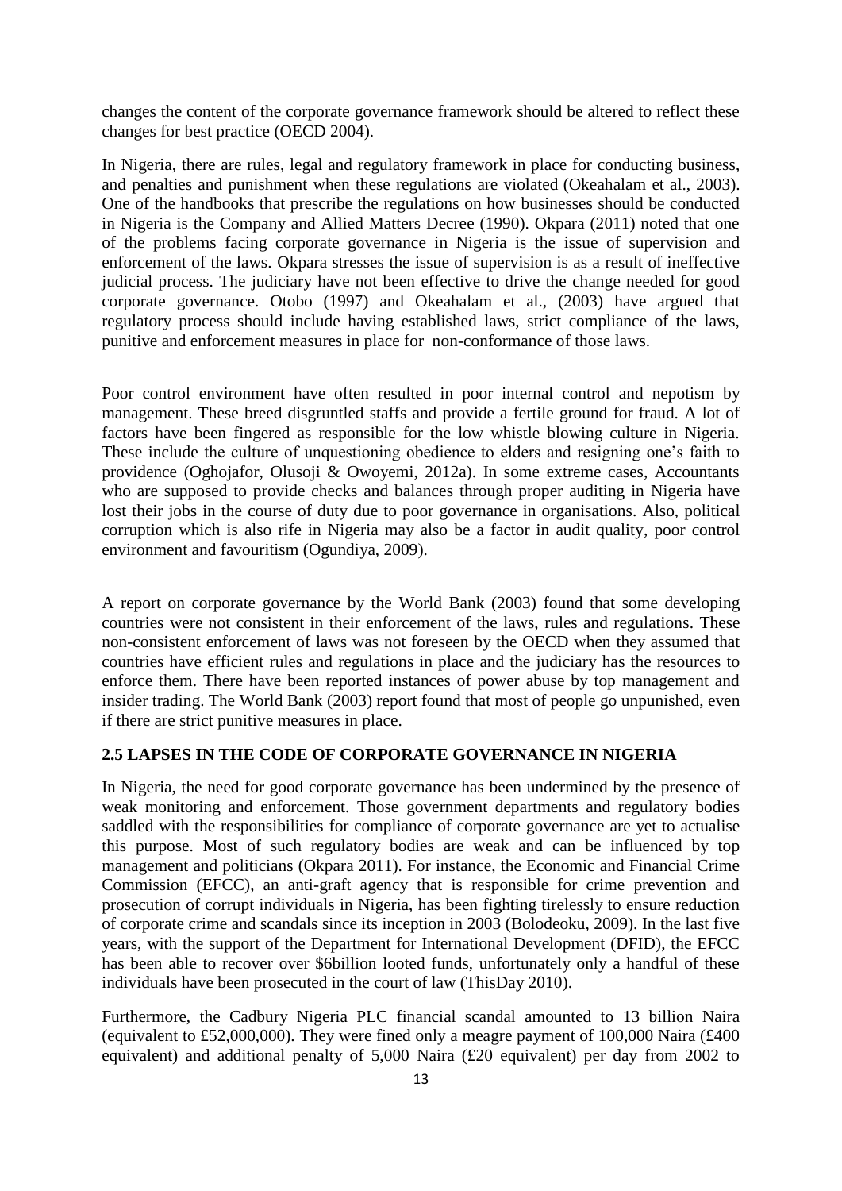changes the content of the corporate governance framework should be altered to reflect these changes for best practice (OECD 2004).

In Nigeria, there are rules, legal and regulatory framework in place for conducting business, and penalties and punishment when these regulations are violated (Okeahalam et al., 2003). One of the handbooks that prescribe the regulations on how businesses should be conducted in Nigeria is the Company and Allied Matters Decree (1990). Okpara (2011) noted that one of the problems facing corporate governance in Nigeria is the issue of supervision and enforcement of the laws. Okpara stresses the issue of supervision is as a result of ineffective judicial process. The judiciary have not been effective to drive the change needed for good corporate governance. Otobo (1997) and Okeahalam et al., (2003) have argued that regulatory process should include having established laws, strict compliance of the laws, punitive and enforcement measures in place for non-conformance of those laws.

Poor control environment have often resulted in poor internal control and nepotism by management. These breed disgruntled staffs and provide a fertile ground for fraud. A lot of factors have been fingered as responsible for the low whistle blowing culture in Nigeria. These include the culture of unquestioning obedience to elders and resigning one's faith to providence (Oghojafor, Olusoji & Owoyemi, 2012a). In some extreme cases, Accountants who are supposed to provide checks and balances through proper auditing in Nigeria have lost their jobs in the course of duty due to poor governance in organisations. Also, political corruption which is also rife in Nigeria may also be a factor in audit quality, poor control environment and favouritism (Ogundiya, 2009).

A report on corporate governance by the World Bank (2003) found that some developing countries were not consistent in their enforcement of the laws, rules and regulations. These non-consistent enforcement of laws was not foreseen by the OECD when they assumed that countries have efficient rules and regulations in place and the judiciary has the resources to enforce them. There have been reported instances of power abuse by top management and insider trading. The World Bank (2003) report found that most of people go unpunished, even if there are strict punitive measures in place.

## 2.5 LAPSES IN THE CODE OF CORPORATE GOVERNANCE IN NIGERIA

In Nigeria, the need for good corporate governance has been undermined by the presence of weak monitoring and enforcement. Those government departments and regulatory bodies saddled with the responsibilities for compliance of corporate governance are yet to actualise this purpose. Most of such regulatory bodies are weak and can be influenced by top management and politicians (Okpara 2011). For instance, the Economic and Financial Crime Commission (EFCC), an anti-graft agency that is responsible for crime prevention and prosecution of corrupt individuals in Nigeria, has been fighting tirelessly to ensure reduction of corporate crime and scandals since its inception in 2003 (Bolodeoku, 2009). In the last five years, with the support of the Department for International Development (DFID), the EFCC has been able to recover over $6billion looted funds, unfortunately only a handful of these individuals have been prosecuted in the court of law (ThisDay 2010).

Furthermore, the Cadbury Nigeria PLC financial scandal amounted to 13 billion Naira (equivalent to £52,000,000). They were fined only a meagre payment of 100,000 Naira (£400 equivalent) and additional penalty of 5,000 Naira (£20 equivalent) per day from 2002 to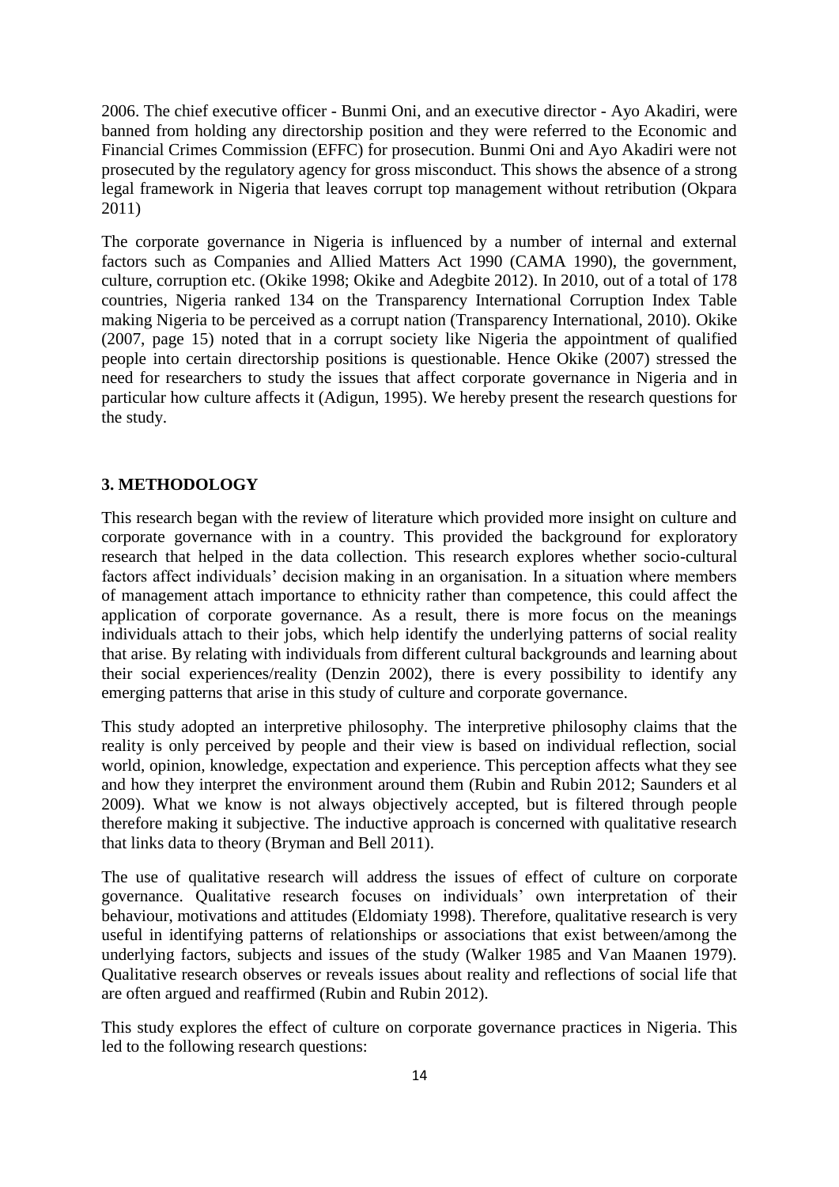2006. The chief executive officer - Bunmi Oni, and an executive director - Ayo Akadiri, were banned from holding any directorship position and they were referred to the Economic and Financial Crimes Commission (EFFC) for prosecution. Bunmi Oni and Ayo Akadiri were not prosecuted by the regulatory agency for gross misconduct. This shows the absence of a strong legal framework in Nigeria that leaves corrupt top management without retribution (Okpara 2011)

The corporate governance in Nigeria is influenced by a number of internal and external factors such as Companies and Allied Matters Act 1990 (CAMA 1990), the government, culture, corruption etc. (Okike 1998; Okike and Adegbite 2012). In 2010, out of a total of 178 countries, Nigeria ranked 134 on the Transparency International Corruption Index Table making Nigeria to be perceived as a corrupt nation (Transparency International, 2010). Okike (2007, page 15) noted that in a corrupt society like Nigeria the appointment of qualified people into certain directorship positions is questionable. Hence Okike (2007) stressed the need for researchers to study the issues that affect corporate governance in Nigeria and in particular how culture affects it (Adigun, 1995). We hereby present the research questions for the study.

## 3. METHODOLOGY

This research began with the review of literature which provided more insight on culture and corporate governance with in a country. This provided the background for exploratory research that helped in the data collection. This research explores whether socio-cultural factors affect individuals' decision making in an organisation. In a situation where members of management attach importance to ethnicity rather than competence, this could affect the application of corporate governance. As a result, there is more focus on the meanings individuals attach to their jobs, which help identify the underlying patterns of social reality that arise. By relating with individuals from different cultural backgrounds and learning about their social experiences/reality (Denzin 2002), there is every possibility to identify any emerging patterns that arise in this study of culture and corporate governance.

This study adopted an interpretive philosophy. The interpretive philosophy claims that the reality is only perceived by people and their view is based on individual reflection, social world, opinion, knowledge, expectation and experience. This perception affects what they see and how they interpret the environment around them (Rubin and Rubin 2012; Saunders et al 2009). What we know is not always objectively accepted, but is filtered through people therefore making it subjective. The inductive approach is concerned with qualitative research that links data to theory (Bryman and Bell 2011).

The use of qualitative research will address the issues of effect of culture on corporate governance. Qualitative research focuses on individuals' own interpretation of their behaviour, motivations and attitudes (Eldomiaty 1998). Therefore, qualitative research is very useful in identifying patterns of relationships or associations that exist between/among the underlying factors, subjects and issues of the study (Walker 1985 and Van Maanen 1979). Qualitative research observes or reveals issues about reality and reflections of social life that are often argued and reaffirmed (Rubin and Rubin 2012).

This study explores the effect of culture on corporate governance practices in Nigeria. This led to the following research questions: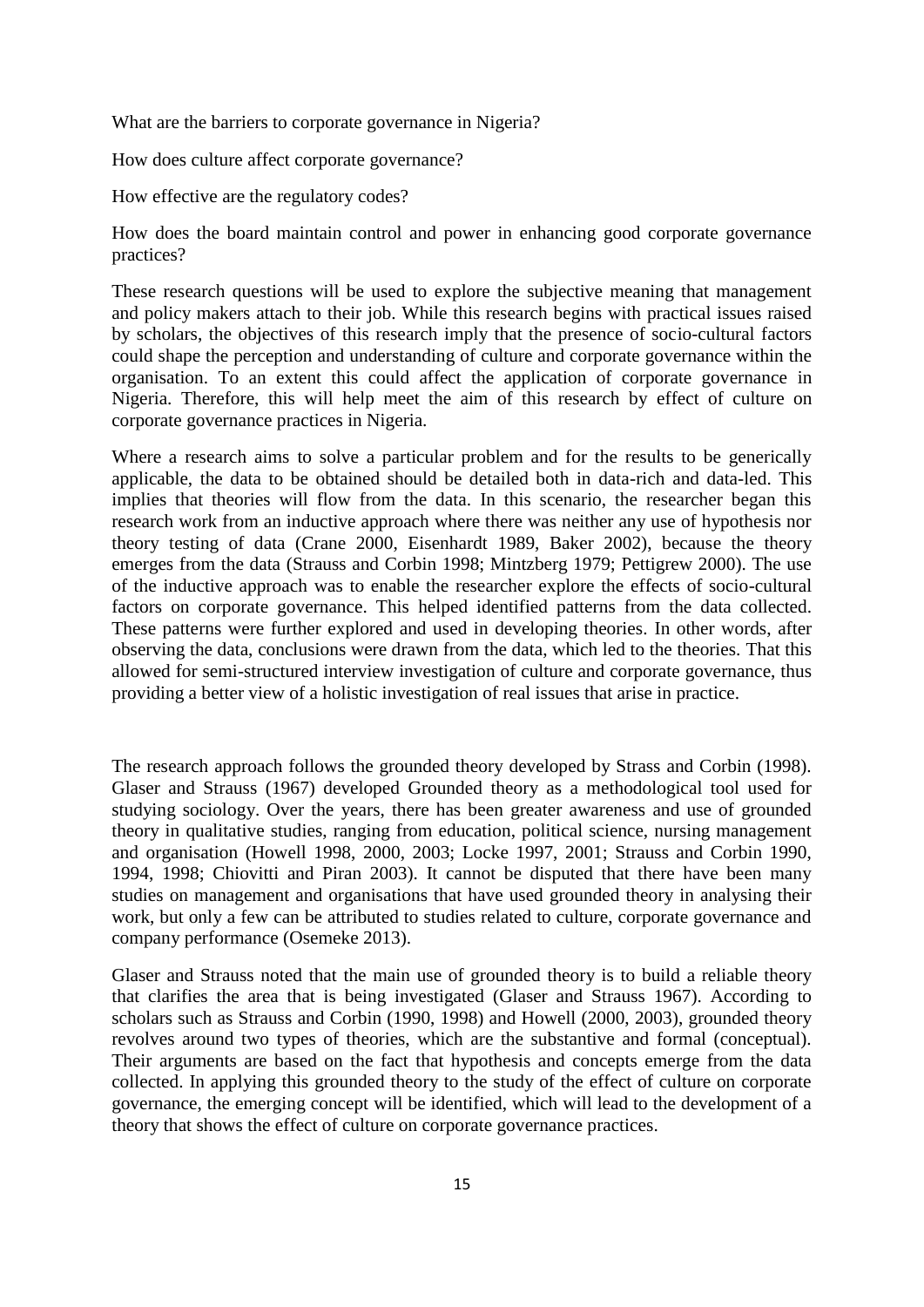What are the barriers to corporate governance in Nigeria?

How does culture affect corporate governance?

How effective are the regulatory codes?

How does the board maintain control and power in enhancing good corporate governance practices?

These research questions will be used to explore the subjective meaning that management and policy makers attach to their job. While this research begins with practical issues raised by scholars, the objectives of this research imply that the presence of socio-cultural factors could shape the perception and understanding of culture and corporate governance within the organisation. To an extent this could affect the application of corporate governance in Nigeria. Therefore, this will help meet the aim of this research by effect of culture on corporate governance practices in Nigeria.

Where a research aims to solve a particular problem and for the results to be generically applicable, the data to be obtained should be detailed both in data-rich and data-led. This implies that theories will flow from the data. In this scenario, the researcher began this research work from an inductive approach where there was neither any use of hypothesis nor theory testing of data (Crane 2000, Eisenhardt 1989, Baker 2002), because the theory emerges from the data (Strauss and Corbin 1998; Mintzberg 1979; Pettigrew 2000). The use of the inductive approach was to enable the researcher explore the effects of socio-cultural factors on corporate governance. This helped identified patterns from the data collected. These patterns were further explored and used in developing theories. In other words, after observing the data, conclusions were drawn from the data, which led to the theories. That this allowed for semi-structured interview investigation of culture and corporate governance, thus providing a better view of a holistic investigation of real issues that arise in practice.

The research approach follows the grounded theory developed by Strass and Corbin (1998). Glaser and Strauss (1967) developed Grounded theory as a methodological tool used for studying sociology. Over the years, there has been greater awareness and use of grounded theory in qualitative studies, ranging from education, political science, nursing management and organisation (Howell 1998, 2000, 2003; Locke 1997, 2001; Strauss and Corbin 1990, 1994, 1998; Chiovitti and Piran 2003). It cannot be disputed that there have been many studies on management and organisations that have used grounded theory in analysing their work, but only a few can be attributed to studies related to culture, corporate governance and company performance (Osemeke 2013).

Glaser and Strauss noted that the main use of grounded theory is to build a reliable theory that clarifies the area that is being investigated (Glaser and Strauss 1967). According to scholars such as Strauss and Corbin (1990, 1998) and Howell (2000, 2003), grounded theory revolves around two types of theories, which are the substantive and formal (conceptual). Their arguments are based on the fact that hypothesis and concepts emerge from the data collected. In applying this grounded theory to the study of the effect of culture on corporate governance, the emerging concept will be identified, which will lead to the development of a theory that shows the effect of culture on corporate governance practices.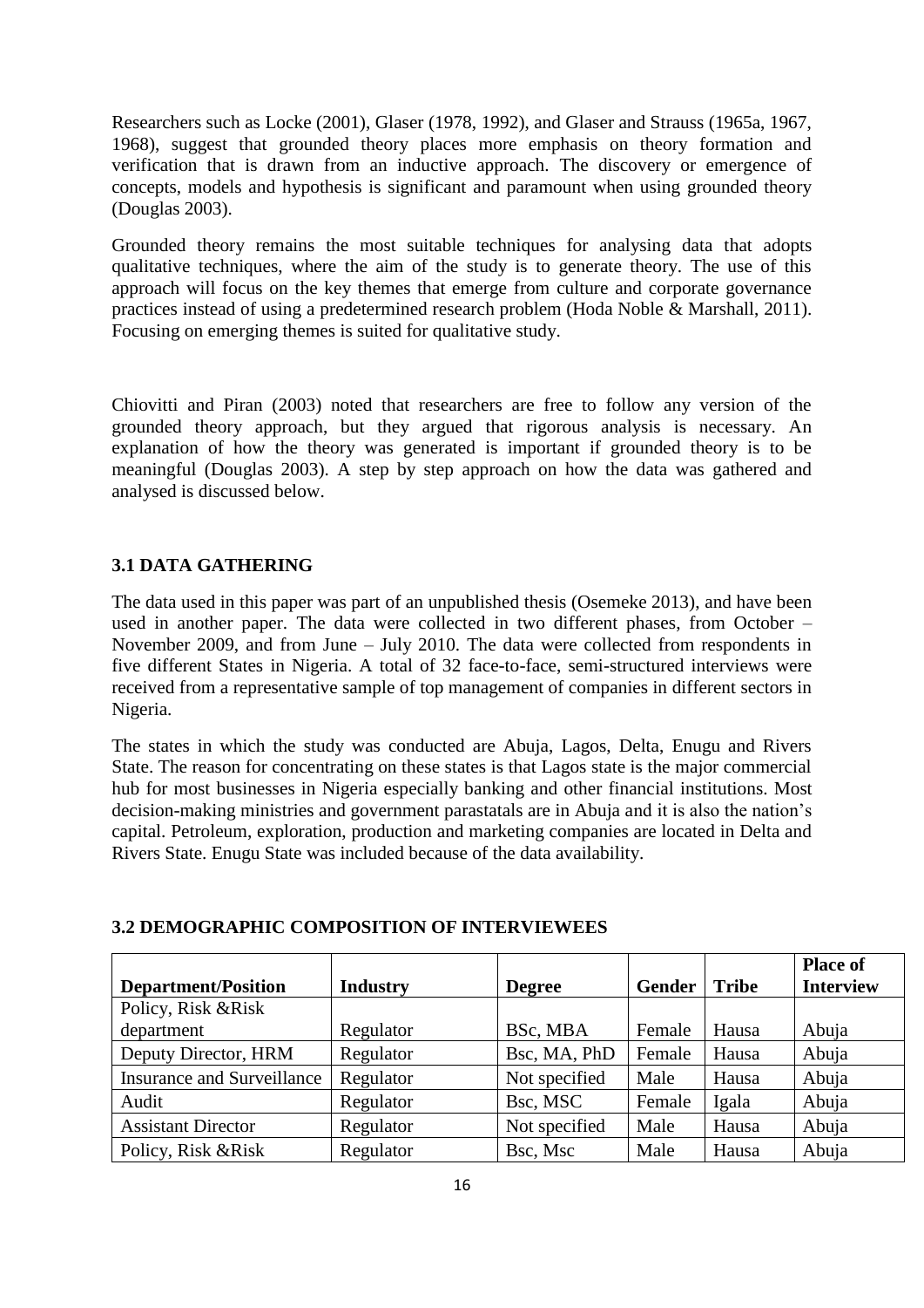Researchers such as Locke (2001), Glaser (1978, 1992), and Glaser and Strauss (1965a, 1967, 1968), suggest that grounded theory places more emphasis on theory formation and verification that is drawn from an inductive approach. The discovery or emergence of concepts, models and hypothesis is significant and paramount when using grounded theory (Douglas 2003).

Grounded theory remains the most suitable techniques for analysing data that adopts qualitative techniques, where the aim of the study is to generate theory. The use of this approach will focus on the key themes that emerge from culture and corporate governance practices instead of using a predetermined research problem (Hoda Noble & Marshall, 2011). Focusing on emerging themes is suited for qualitative study.

Chiovitti and Piran (2003) noted that researchers are free to follow any version of the grounded theory approach, but they argued that rigorous analysis is necessary. An explanation of how the theory was generated is important if grounded theory is to be meaningful (Douglas 2003). A step by step approach on how the data was gathered and analysed is discussed below.

### 3.1 DATA GATHERING

The data used in this paper was part of an unpublished thesis (Osemeke 2013), and have been used in another paper. The data were collected in two different phases, from October – November 2009, and from June – July 2010. The data were collected from respondents in five different States in Nigeria. A total of 32 face-to-face, semi-structured interviews were received from a representative sample of top management of companies in different sectors in Nigeria.

The states in which the study was conducted are Abuja, Lagos, Delta, Enugu and Rivers State. The reason for concentrating on these states is that Lagos state is the major commercial hub for most businesses in Nigeria especially banking and other financial institutions. Most decision-making ministries and government parastatals are in Abuja and it is also the nation's capital. Petroleum, exploration, production and marketing companies are located in Delta and Rivers State. Enugu State was included because of the data availability.

### 3.2 DEMOGRAPHIC COMPOSITION OF INTERVIEWEES

| Department/Position | Industry | Degree | Gender | Tribe | Place of Interview |
|---|---|---|---|---|---|
| Policy, Risk &Risk department | Regulator | BSc, MBA | Female | Hausa | Abuja |
| Deputy Director, HRM | Regulator | Bsc, MA, PhD | Female | Hausa | Abuja |
| Insurance and Surveillance | Regulator | Not specified | Male | Hausa | Abuja |
| Audit | Regulator | Bsc, MSC | Female | Igala | Abuja |
| Assistant Director | Regulator | Not specified | Male | Hausa | Abuja |
| Policy, Risk &Risk | Regulator | Bsc, Msc | Male | Hausa | Abuja |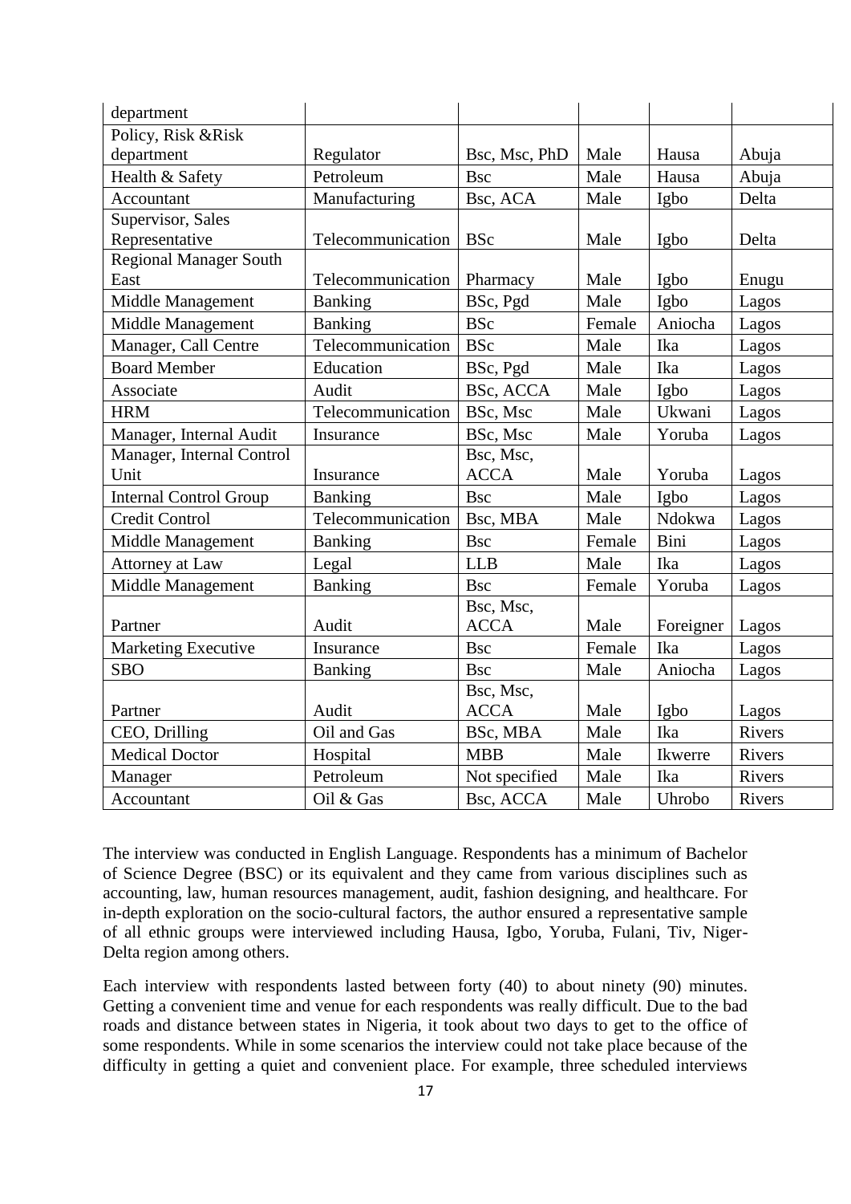| department | | | | | |
|---|---|---|---|---|---|
| Policy, Risk &Risk department | Regulator | Bsc, Msc, PhD | Male | Hausa | Abuja |
| Health & Safety | Petroleum | Bsc | Male | Hausa | Abuja |
| Accountant | Manufacturing | Bsc, ACA | Male | Igbo | Delta |
| Supervisor, Sales Representative | Telecommunication | BSc | Male | Igbo | Delta |
| Regional Manager South East | Telecommunication | Pharmacy | Male | Igbo | Enugu |
| Middle Management | Banking | BSc, Pgd | Male | Igbo | Lagos |
| Middle Management | Banking | BSc | Female | Aniocha | Lagos |
| Manager, Call Centre | Telecommunication | BSc | Male | Ika | Lagos |
| Board Member | Education | BSc, Pgd | Male | Ika | Lagos |
| Associate | Audit | BSc, ACCA | Male | Igbo | Lagos |
| HRM | Telecommunication | BSc, Msc | Male | Ukwani | Lagos |
| Manager, Internal Audit | Insurance | BSc, Msc | Male | Yoruba | Lagos |
| Manager, Internal Control Unit | Insurance | Bsc, Msc, ACCA | Male | Yoruba | Lagos |
| Internal Control Group | Banking | Bsc | Male | Igbo | Lagos |
| Credit Control | Telecommunication | Bsc, MBA | Male | Ndokwa | Lagos |
| Middle Management | Banking | Bsc | Female | Bini | Lagos |
| Attorney at Law | Legal | LLB | Male | Ika | Lagos |
| Middle Management | Banking | Bsc | Female | Yoruba | Lagos |
| Partner | Audit | Bsc, Msc, ACCA | Male | Foreigner | Lagos |
| Marketing Executive | Insurance | Bsc | Female | Ika | Lagos |
| SBO | Banking | Bsc | Male | Aniocha | Lagos |
| Partner | Audit | Bsc, Msc, ACCA | Male | Igbo | Lagos |
| CEO, Drilling | Oil and Gas | BSc, MBA | Male | Ika | Rivers |
| Medical Doctor | Hospital | MBB | Male | Ikwerre | Rivers |
| Manager | Petroleum | Not specified | Male | Ika | Rivers |
| Accountant | Oil & Gas | Bsc, ACCA | Male | Uhrobo | Rivers |

The interview was conducted in English Language. Respondents has a minimum of Bachelor of Science Degree (BSC) or its equivalent and they came from various disciplines such as accounting, law, human resources management, audit, fashion designing, and healthcare. For in-depth exploration on the socio-cultural factors, the author ensured a representative sample of all ethnic groups were interviewed including Hausa, Igbo, Yoruba, Fulani, Tiv, Niger-Delta region among others.

Each interview with respondents lasted between forty (40) to about ninety (90) minutes. Getting a convenient time and venue for each respondents was really difficult. Due to the bad roads and distance between states in Nigeria, it took about two days to get to the office of some respondents. While in some scenarios the interview could not take place because of the difficulty in getting a quiet and convenient place. For example, three scheduled interviews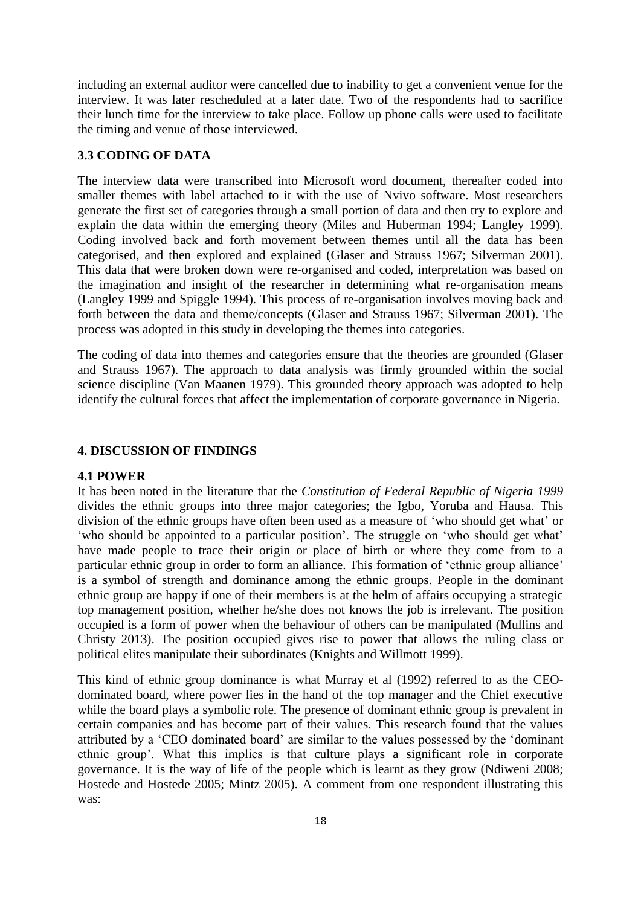including an external auditor were cancelled due to inability to get a convenient venue for the interview. It was later rescheduled at a later date. Two of the respondents had to sacrifice their lunch time for the interview to take place. Follow up phone calls were used to facilitate the timing and venue of those interviewed.

### 3.3 CODING OF DATA

The interview data were transcribed into Microsoft word document, thereafter coded into smaller themes with label attached to it with the use of Nvivo software. Most researchers generate the first set of categories through a small portion of data and then try to explore and explain the data within the emerging theory (Miles and Huberman 1994; Langley 1999). Coding involved back and forth movement between themes until all the data has been categorised, and then explored and explained (Glaser and Strauss 1967; Silverman 2001). This data that were broken down were re-organised and coded, interpretation was based on the imagination and insight of the researcher in determining what re-organisation means (Langley 1999 and Spiggle 1994). This process of re-organisation involves moving back and forth between the data and theme/concepts (Glaser and Strauss 1967; Silverman 2001). The process was adopted in this study in developing the themes into categories.

The coding of data into themes and categories ensure that the theories are grounded (Glaser and Strauss 1967). The approach to data analysis was firmly grounded within the social science discipline (Van Maanen 1979). This grounded theory approach was adopted to help identify the cultural forces that affect the implementation of corporate governance in Nigeria.

## 4. DISCUSSION OF FINDINGS

### 4.1 POWER

It has been noted in the literature that the *Constitution of Federal Republic of Nigeria 1999* divides the ethnic groups into three major categories; the Igbo, Yoruba and Hausa. This division of the ethnic groups have often been used as a measure of 'who should get what' or 'who should be appointed to a particular position'. The struggle on 'who should get what' have made people to trace their origin or place of birth or where they come from to a particular ethnic group in order to form an alliance. This formation of 'ethnic group alliance' is a symbol of strength and dominance among the ethnic groups. People in the dominant ethnic group are happy if one of their members is at the helm of affairs occupying a strategic top management position, whether he/she does not knows the job is irrelevant. The position occupied is a form of power when the behaviour of others can be manipulated (Mullins and Christy 2013). The position occupied gives rise to power that allows the ruling class or political elites manipulate their subordinates (Knights and Willmott 1999).

This kind of ethnic group dominance is what Murray et al (1992) referred to as the CEO-dominated board, where power lies in the hand of the top manager and the Chief executive while the board plays a symbolic role. The presence of dominant ethnic group is prevalent in certain companies and has become part of their values. This research found that the values attributed by a 'CEO dominated board' are similar to the values possessed by the 'dominant ethnic group'. What this implies is that culture plays a significant role in corporate governance. It is the way of life of the people which is learnt as they grow (Ndiweni 2008; Hostede and Hostede 2005; Mintz 2005). A comment from one respondent illustrating this was: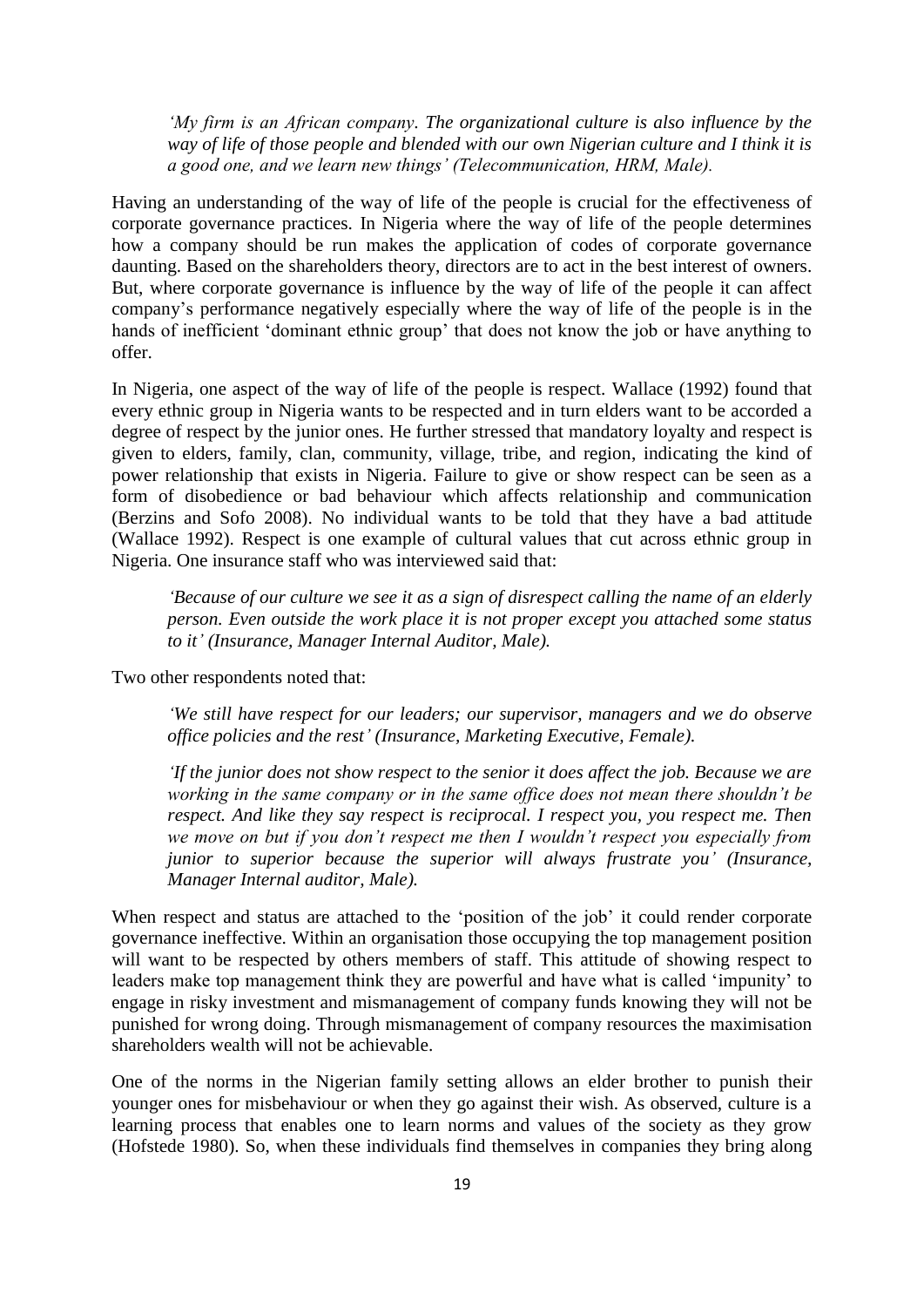*'My firm is an African company. The organizational culture is also influence by the way of life of those people and blended with our own Nigerian culture and I think it is a good one, and we learn new things' (Telecommunication, HRM, Male).*

Having an understanding of the way of life of the people is crucial for the effectiveness of corporate governance practices. In Nigeria where the way of life of the people determines how a company should be run makes the application of codes of corporate governance daunting. Based on the shareholders theory, directors are to act in the best interest of owners. But, where corporate governance is influence by the way of life of the people it can affect company's performance negatively especially where the way of life of the people is in the hands of inefficient 'dominant ethnic group' that does not know the job or have anything to offer.

In Nigeria, one aspect of the way of life of the people is respect. Wallace (1992) found that every ethnic group in Nigeria wants to be respected and in turn elders want to be accorded a degree of respect by the junior ones. He further stressed that mandatory loyalty and respect is given to elders, family, clan, community, village, tribe, and region, indicating the kind of power relationship that exists in Nigeria. Failure to give or show respect can be seen as a form of disobedience or bad behaviour which affects relationship and communication (Berzins and Sofo 2008). No individual wants to be told that they have a bad attitude (Wallace 1992). Respect is one example of cultural values that cut across ethnic group in Nigeria. One insurance staff who was interviewed said that:

*'Because of our culture we see it as a sign of disrespect calling the name of an elderly person. Even outside the work place it is not proper except you attached some status to it' (Insurance, Manager Internal Auditor, Male).*

Two other respondents noted that:

*'We still have respect for our leaders; our supervisor, managers and we do observe office policies and the rest' (Insurance, Marketing Executive, Female).*

*'If the junior does not show respect to the senior it does affect the job. Because we are working in the same company or in the same office does not mean there shouldn't be respect. And like they say respect is reciprocal. I respect you, you respect me. Then we move on but if you don't respect me then I wouldn't respect you especially from junior to superior because the superior will always frustrate you' (Insurance, Manager Internal auditor, Male).*

When respect and status are attached to the 'position of the job' it could render corporate governance ineffective. Within an organisation those occupying the top management position will want to be respected by others members of staff. This attitude of showing respect to leaders make top management think they are powerful and have what is called 'impunity' to engage in risky investment and mismanagement of company funds knowing they will not be punished for wrong doing. Through mismanagement of company resources the maximisation shareholders wealth will not be achievable.

One of the norms in the Nigerian family setting allows an elder brother to punish their younger ones for misbehaviour or when they go against their wish. As observed, culture is a learning process that enables one to learn norms and values of the society as they grow (Hofstede 1980). So, when these individuals find themselves in companies they bring along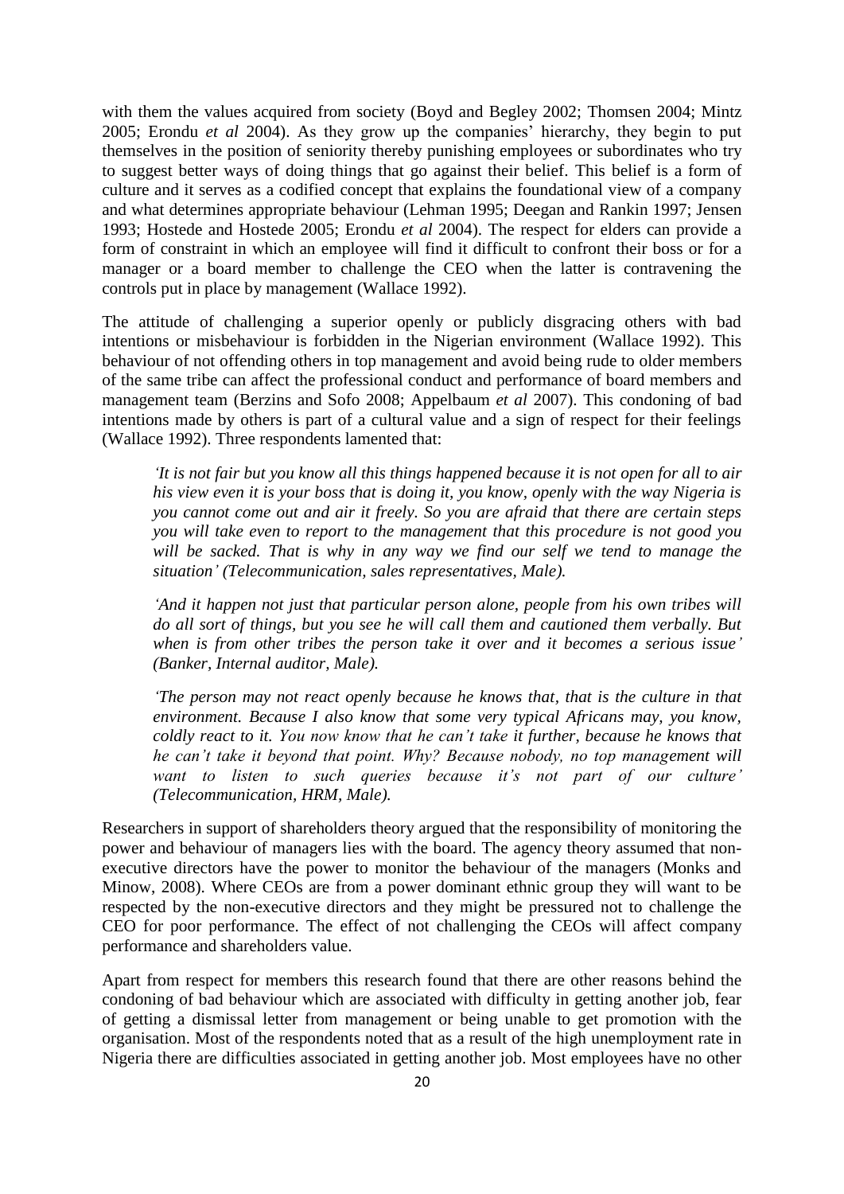with them the values acquired from society (Boyd and Begley 2002; Thomsen 2004; Mintz 2005; Erondu *et al* 2004). As they grow up the companies' hierarchy, they begin to put themselves in the position of seniority thereby punishing employees or subordinates who try to suggest better ways of doing things that go against their belief. This belief is a form of culture and it serves as a codified concept that explains the foundational view of a company and what determines appropriate behaviour (Lehman 1995; Deegan and Rankin 1997; Jensen 1993; Hostede and Hostede 2005; Erondu *et al* 2004). The respect for elders can provide a form of constraint in which an employee will find it difficult to confront their boss or for a manager or a board member to challenge the CEO when the latter is contravening the controls put in place by management (Wallace 1992).

The attitude of challenging a superior openly or publicly disgracing others with bad intentions or misbehaviour is forbidden in the Nigerian environment (Wallace 1992). This behaviour of not offending others in top management and avoid being rude to older members of the same tribe can affect the professional conduct and performance of board members and management team (Berzins and Sofo 2008; Appelbaum *et al* 2007). This condoning of bad intentions made by others is part of a cultural value and a sign of respect for their feelings (Wallace 1992). Three respondents lamented that:

> *'It is not fair but you know all this things happened because it is not open for all to air his view even it is your boss that is doing it, you know, openly with the way Nigeria is you cannot come out and air it freely. So you are afraid that there are certain steps you will take even to report to the management that this procedure is not good you will be sacked. That is why in any way we find our self we tend to manage the situation' (Telecommunication, sales representatives, Male).*
>
> *'And it happen not just that particular person alone, people from his own tribes will do all sort of things, but you see he will call them and cautioned them verbally. But when is from other tribes the person take it over and it becomes a serious issue' (Banker, Internal auditor, Male).*
>
> *'The person may not react openly because he knows that, that is the culture in that environment. Because I also know that some very typical Africans may, you know, coldly react to it. You now know that he can't take it further, because he knows that he can't take it beyond that point. Why? Because nobody, no top management will want to listen to such queries because it's not part of our culture' (Telecommunication, HRM, Male).*

Researchers in support of shareholders theory argued that the responsibility of monitoring the power and behaviour of managers lies with the board. The agency theory assumed that non-executive directors have the power to monitor the behaviour of the managers (Monks and Minow, 2008). Where CEOs are from a power dominant ethnic group they will want to be respected by the non-executive directors and they might be pressured not to challenge the CEO for poor performance. The effect of not challenging the CEOs will affect company performance and shareholders value.

Apart from respect for members this research found that there are other reasons behind the condoning of bad behaviour which are associated with difficulty in getting another job, fear of getting a dismissal letter from management or being unable to get promotion with the organisation. Most of the respondents noted that as a result of the high unemployment rate in Nigeria there are difficulties associated in getting another job. Most employees have no other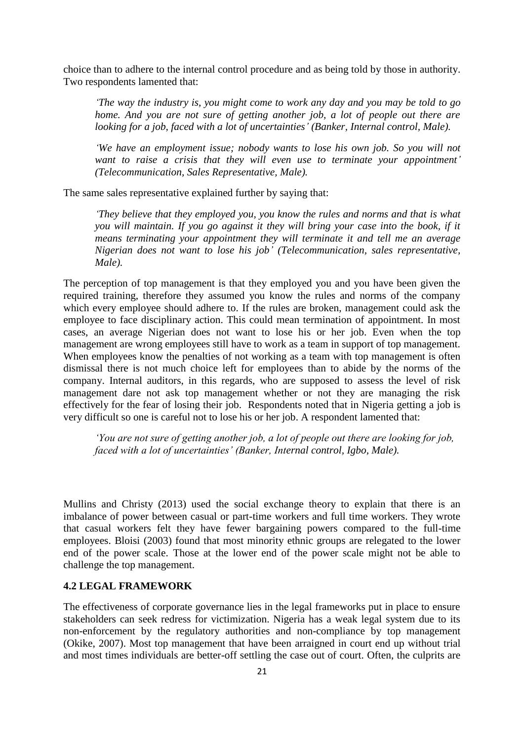choice than to adhere to the internal control procedure and as being told by those in authority. Two respondents lamented that:

> *'The way the industry is, you might come to work any day and you may be told to go home. And you are not sure of getting another job, a lot of people out there are looking for a job, faced with a lot of uncertainties' (Banker, Internal control, Male).*

> *'We have an employment issue; nobody wants to lose his own job. So you will not want to raise a crisis that they will even use to terminate your appointment' (Telecommunication, Sales Representative, Male).*

The same sales representative explained further by saying that:

> *'They believe that they employed you, you know the rules and norms and that is what you will maintain. If you go against it they will bring your case into the book, if it means terminating your appointment they will terminate it and tell me an average Nigerian does not want to lose his job' (Telecommunication, sales representative, Male).*

The perception of top management is that they employed you and you have been given the required training, therefore they assumed you know the rules and norms of the company which every employee should adhere to. If the rules are broken, management could ask the employee to face disciplinary action. This could mean termination of appointment. In most cases, an average Nigerian does not want to lose his or her job. Even when the top management are wrong employees still have to work as a team in support of top management. When employees know the penalties of not working as a team with top management is often dismissal there is not much choice left for employees than to abide by the norms of the company. Internal auditors, in this regards, who are supposed to assess the level of risk management dare not ask top management whether or not they are managing the risk effectively for the fear of losing their job. Respondents noted that in Nigeria getting a job is very difficult so one is careful not to lose his or her job. A respondent lamented that:

> *'You are not sure of getting another job, a lot of people out there are looking for job, faced with a lot of uncertainties' (Banker, Internal control, Igbo, Male).*

Mullins and Christy (2013) used the social exchange theory to explain that there is an imbalance of power between casual or part-time workers and full time workers. They wrote that casual workers felt they have fewer bargaining powers compared to the full-time employees. Bloisi (2003) found that most minority ethnic groups are relegated to the lower end of the power scale. Those at the lower end of the power scale might not be able to challenge the top management.

## 4.2 LEGAL FRAMEWORK

The effectiveness of corporate governance lies in the legal frameworks put in place to ensure stakeholders can seek redress for victimization. Nigeria has a weak legal system due to its non-enforcement by the regulatory authorities and non-compliance by top management (Okike, 2007). Most top management that have been arraigned in court end up without trial and most times individuals are better-off settling the case out of court. Often, the culprits are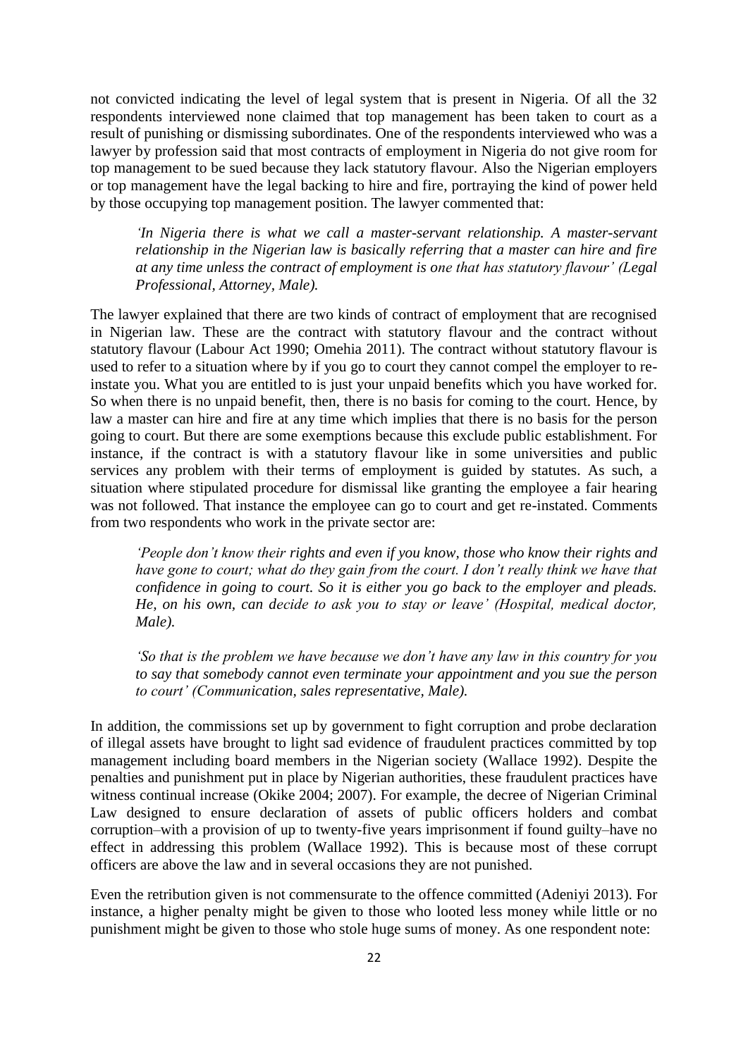not convicted indicating the level of legal system that is present in Nigeria. Of all the 32 respondents interviewed none claimed that top management has been taken to court as a result of punishing or dismissing subordinates. One of the respondents interviewed who was a lawyer by profession said that most contracts of employment in Nigeria do not give room for top management to be sued because they lack statutory flavour. Also the Nigerian employers or top management have the legal backing to hire and fire, portraying the kind of power held by those occupying top management position. The lawyer commented that:

> *'In Nigeria there is what we call a master-servant relationship. A master-servant relationship in the Nigerian law is basically referring that a master can hire and fire at any time unless the contract of employment is one that has statutory flavour' (Legal Professional, Attorney, Male).*

The lawyer explained that there are two kinds of contract of employment that are recognised in Nigerian law. These are the contract with statutory flavour and the contract without statutory flavour (Labour Act 1990; Omehia 2011). The contract without statutory flavour is used to refer to a situation where by if you go to court they cannot compel the employer to re-instate you. What you are entitled to is just your unpaid benefits which you have worked for. So when there is no unpaid benefit, then, there is no basis for coming to the court. Hence, by law a master can hire and fire at any time which implies that there is no basis for the person going to court. But there are some exemptions because this exclude public establishment. For instance, if the contract is with a statutory flavour like in some universities and public services any problem with their terms of employment is guided by statutes. As such, a situation where stipulated procedure for dismissal like granting the employee a fair hearing was not followed. That instance the employee can go to court and get re-instated. Comments from two respondents who work in the private sector are:

> *'People don't know their rights and even if you know, those who know their rights and have gone to court; what do they gain from the court. I don't really think we have that confidence in going to court. So it is either you go back to the employer and pleads. He, on his own, can decide to ask you to stay or leave' (Hospital, medical doctor, Male).*

> *'So that is the problem we have because we don't have any law in this country for you to say that somebody cannot even terminate your appointment and you sue the person to court' (Communication, sales representative, Male).*

In addition, the commissions set up by government to fight corruption and probe declaration of illegal assets have brought to light sad evidence of fraudulent practices committed by top management including board members in the Nigerian society (Wallace 1992). Despite the penalties and punishment put in place by Nigerian authorities, these fraudulent practices have witness continual increase (Okike 2004; 2007). For example, the decree of Nigerian Criminal Law designed to ensure declaration of assets of public officers holders and combat corruption–with a provision of up to twenty-five years imprisonment if found guilty–have no effect in addressing this problem (Wallace 1992). This is because most of these corrupt officers are above the law and in several occasions they are not punished.

Even the retribution given is not commensurate to the offence committed (Adeniyi 2013). For instance, a higher penalty might be given to those who looted less money while little or no punishment might be given to those who stole huge sums of money. As one respondent note: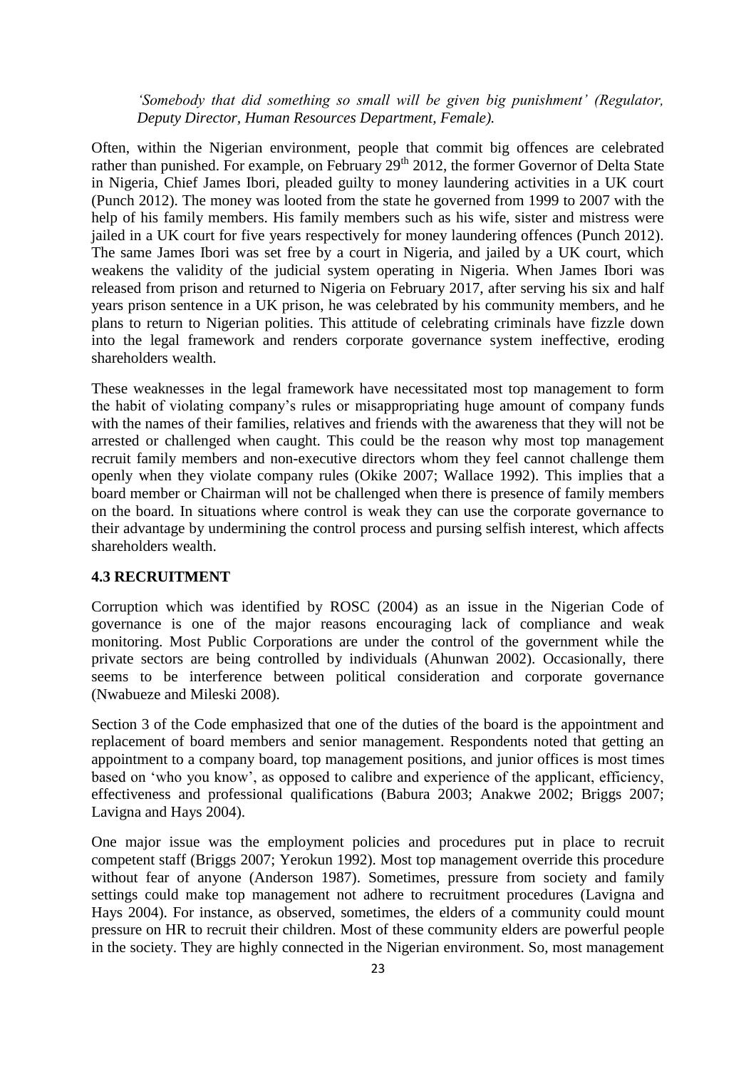*'Somebody that did something so small will be given big punishment' (Regulator, Deputy Director, Human Resources Department, Female).*

Often, within the Nigerian environment, people that commit big offences are celebrated rather than punished. For example, on February 29th 2012, the former Governor of Delta State in Nigeria, Chief James Ibori, pleaded guilty to money laundering activities in a UK court (Punch 2012). The money was looted from the state he governed from 1999 to 2007 with the help of his family members. His family members such as his wife, sister and mistress were jailed in a UK court for five years respectively for money laundering offences (Punch 2012). The same James Ibori was set free by a court in Nigeria, and jailed by a UK court, which weakens the validity of the judicial system operating in Nigeria. When James Ibori was released from prison and returned to Nigeria on February 2017, after serving his six and half years prison sentence in a UK prison, he was celebrated by his community members, and he plans to return to Nigerian polities. This attitude of celebrating criminals have fizzle down into the legal framework and renders corporate governance system ineffective, eroding shareholders wealth.

These weaknesses in the legal framework have necessitated most top management to form the habit of violating company's rules or misappropriating huge amount of company funds with the names of their families, relatives and friends with the awareness that they will not be arrested or challenged when caught. This could be the reason why most top management recruit family members and non-executive directors whom they feel cannot challenge them openly when they violate company rules (Okike 2007; Wallace 1992). This implies that a board member or Chairman will not be challenged when there is presence of family members on the board. In situations where control is weak they can use the corporate governance to their advantage by undermining the control process and pursing selfish interest, which affects shareholders wealth.

## 4.3 RECRUITMENT

Corruption which was identified by ROSC (2004) as an issue in the Nigerian Code of governance is one of the major reasons encouraging lack of compliance and weak monitoring. Most Public Corporations are under the control of the government while the private sectors are being controlled by individuals (Ahunwan 2002). Occasionally, there seems to be interference between political consideration and corporate governance (Nwabueze and Mileski 2008).

Section 3 of the Code emphasized that one of the duties of the board is the appointment and replacement of board members and senior management. Respondents noted that getting an appointment to a company board, top management positions, and junior offices is most times based on 'who you know', as opposed to calibre and experience of the applicant, efficiency, effectiveness and professional qualifications (Babura 2003; Anakwe 2002; Briggs 2007; Lavigna and Hays 2004).

One major issue was the employment policies and procedures put in place to recruit competent staff (Briggs 2007; Yerokun 1992). Most top management override this procedure without fear of anyone (Anderson 1987). Sometimes, pressure from society and family settings could make top management not adhere to recruitment procedures (Lavigna and Hays 2004). For instance, as observed, sometimes, the elders of a community could mount pressure on HR to recruit their children. Most of these community elders are powerful people in the society. They are highly connected in the Nigerian environment. So, most management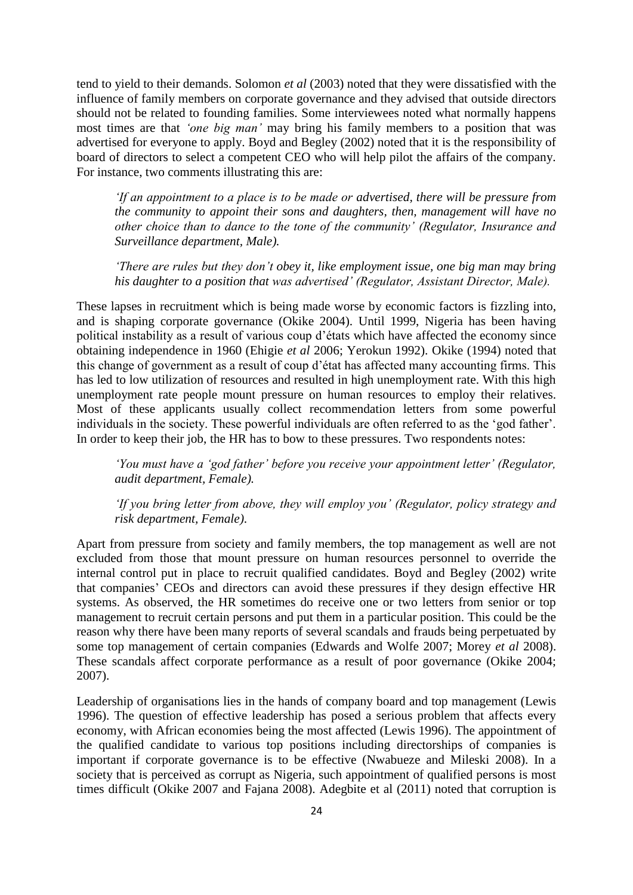tend to yield to their demands. Solomon *et al* (2003) noted that they were dissatisfied with the influence of family members on corporate governance and they advised that outside directors should not be related to founding families. Some interviewees noted what normally happens most times are that *'one big man'* may bring his family members to a position that was advertised for everyone to apply. Boyd and Begley (2002) noted that it is the responsibility of board of directors to select a competent CEO who will help pilot the affairs of the company. For instance, two comments illustrating this are:

> *'If an appointment to a place is to be made or advertised, there will be pressure from the community to appoint their sons and daughters, then, management will have no other choice than to dance to the tone of the community' (Regulator, Insurance and Surveillance department, Male).*

> *'There are rules but they don't obey it, like employment issue, one big man may bring his daughter to a position that was advertised' (Regulator, Assistant Director, Male).*

These lapses in recruitment which is being made worse by economic factors is fizzling into, and is shaping corporate governance (Okike 2004). Until 1999, Nigeria has been having political instability as a result of various coup d'états which have affected the economy since obtaining independence in 1960 (Ehigie *et al* 2006; Yerokun 1992). Okike (1994) noted that this change of government as a result of coup d'état has affected many accounting firms. This has led to low utilization of resources and resulted in high unemployment rate. With this high unemployment rate people mount pressure on human resources to employ their relatives. Most of these applicants usually collect recommendation letters from some powerful individuals in the society. These powerful individuals are often referred to as the 'god father'. In order to keep their job, the HR has to bow to these pressures. Two respondents notes:

> *'You must have a 'god father' before you receive your appointment letter' (Regulator, audit department, Female).*

> *'If you bring letter from above, they will employ you' (Regulator, policy strategy and risk department, Female).*

Apart from pressure from society and family members, the top management as well are not excluded from those that mount pressure on human resources personnel to override the internal control put in place to recruit qualified candidates. Boyd and Begley (2002) write that companies' CEOs and directors can avoid these pressures if they design effective HR systems. As observed, the HR sometimes do receive one or two letters from senior or top management to recruit certain persons and put them in a particular position. This could be the reason why there have been many reports of several scandals and frauds being perpetuated by some top management of certain companies (Edwards and Wolfe 2007; Morey *et al* 2008). These scandals affect corporate performance as a result of poor governance (Okike 2004; 2007).

Leadership of organisations lies in the hands of company board and top management (Lewis 1996). The question of effective leadership has posed a serious problem that affects every economy, with African economies being the most affected (Lewis 1996). The appointment of the qualified candidate to various top positions including directorships of companies is important if corporate governance is to be effective (Nwabueze and Mileski 2008). In a society that is perceived as corrupt as Nigeria, such appointment of qualified persons is most times difficult (Okike 2007 and Fajana 2008). Adegbite et al (2011) noted that corruption is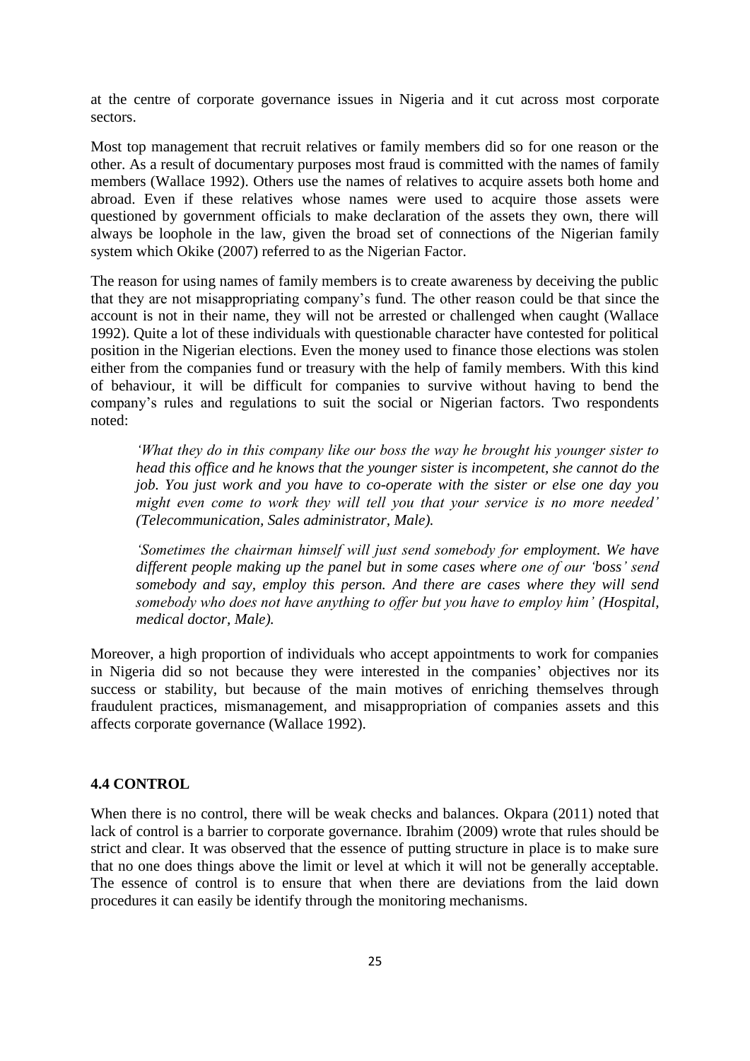at the centre of corporate governance issues in Nigeria and it cut across most corporate sectors.

Most top management that recruit relatives or family members did so for one reason or the other. As a result of documentary purposes most fraud is committed with the names of family members (Wallace 1992). Others use the names of relatives to acquire assets both home and abroad. Even if these relatives whose names were used to acquire those assets were questioned by government officials to make declaration of the assets they own, there will always be loophole in the law, given the broad set of connections of the Nigerian family system which Okike (2007) referred to as the Nigerian Factor.

The reason for using names of family members is to create awareness by deceiving the public that they are not misappropriating company's fund. The other reason could be that since the account is not in their name, they will not be arrested or challenged when caught (Wallace 1992). Quite a lot of these individuals with questionable character have contested for political position in the Nigerian elections. Even the money used to finance those elections was stolen either from the companies fund or treasury with the help of family members. With this kind of behaviour, it will be difficult for companies to survive without having to bend the company's rules and regulations to suit the social or Nigerian factors. Two respondents noted:

> *'What they do in this company like our boss the way he brought his younger sister to head this office and he knows that the younger sister is incompetent, she cannot do the job. You just work and you have to co-operate with the sister or else one day you might even come to work they will tell you that your service is no more needed' (Telecommunication, Sales administrator, Male).*

> *'Sometimes the chairman himself will just send somebody for employment. We have different people making up the panel but in some cases where one of our 'boss' send somebody and say, employ this person. And there are cases where they will send somebody who does not have anything to offer but you have to employ him' (Hospital, medical doctor, Male).*

Moreover, a high proportion of individuals who accept appointments to work for companies in Nigeria did so not because they were interested in the companies' objectives nor its success or stability, but because of the main motives of enriching themselves through fraudulent practices, mismanagement, and misappropriation of companies assets and this affects corporate governance (Wallace 1992).

## 4.4 CONTROL

When there is no control, there will be weak checks and balances. Okpara (2011) noted that lack of control is a barrier to corporate governance. Ibrahim (2009) wrote that rules should be strict and clear. It was observed that the essence of putting structure in place is to make sure that no one does things above the limit or level at which it will not be generally acceptable. The essence of control is to ensure that when there are deviations from the laid down procedures it can easily be identify through the monitoring mechanisms.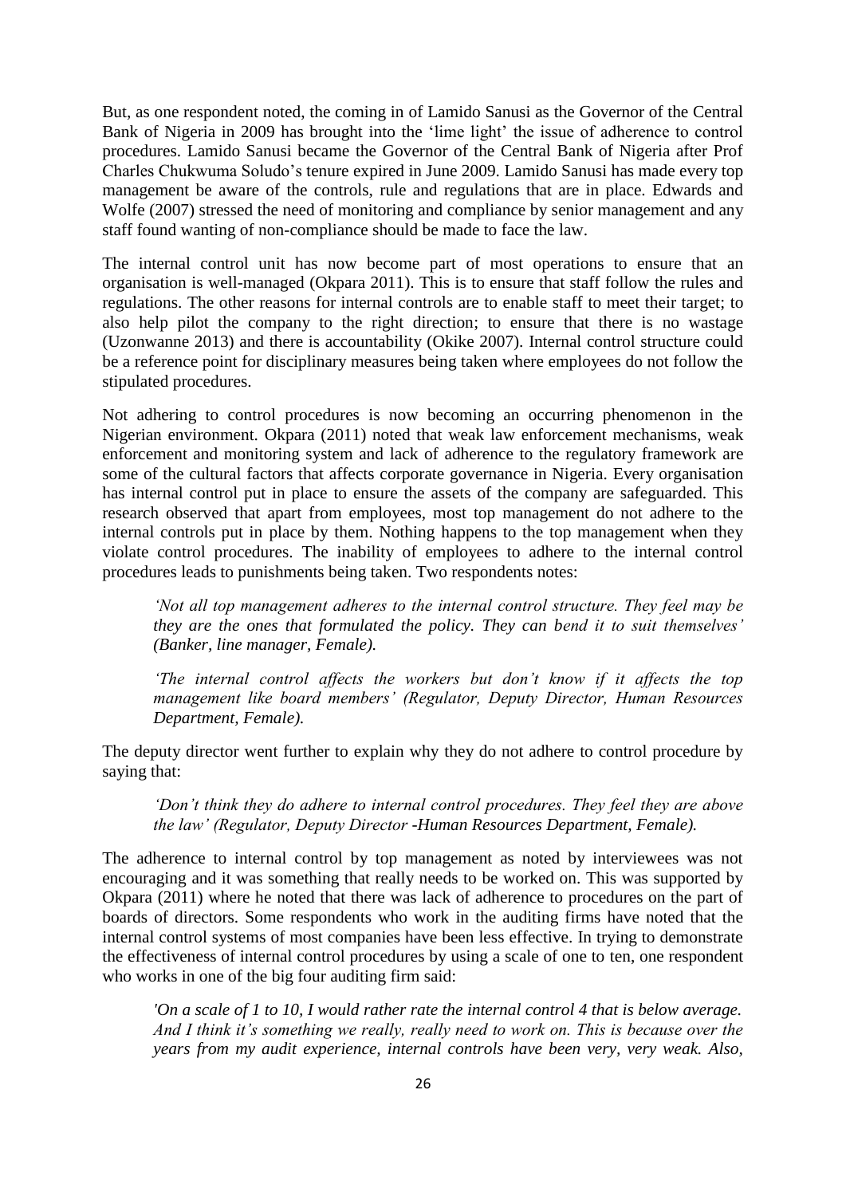But, as one respondent noted, the coming in of Lamido Sanusi as the Governor of the Central Bank of Nigeria in 2009 has brought into the 'lime light' the issue of adherence to control procedures. Lamido Sanusi became the Governor of the Central Bank of Nigeria after Prof Charles Chukwuma Soludo's tenure expired in June 2009. Lamido Sanusi has made every top management be aware of the controls, rule and regulations that are in place. Edwards and Wolfe (2007) stressed the need of monitoring and compliance by senior management and any staff found wanting of non-compliance should be made to face the law.

The internal control unit has now become part of most operations to ensure that an organisation is well-managed (Okpara 2011). This is to ensure that staff follow the rules and regulations. The other reasons for internal controls are to enable staff to meet their target; to also help pilot the company to the right direction; to ensure that there is no wastage (Uzonwanne 2013) and there is accountability (Okike 2007). Internal control structure could be a reference point for disciplinary measures being taken where employees do not follow the stipulated procedures.

Not adhering to control procedures is now becoming an occurring phenomenon in the Nigerian environment. Okpara (2011) noted that weak law enforcement mechanisms, weak enforcement and monitoring system and lack of adherence to the regulatory framework are some of the cultural factors that affects corporate governance in Nigeria. Every organisation has internal control put in place to ensure the assets of the company are safeguarded. This research observed that apart from employees, most top management do not adhere to the internal controls put in place by them. Nothing happens to the top management when they violate control procedures. The inability of employees to adhere to the internal control procedures leads to punishments being taken. Two respondents notes:

> *'Not all top management adheres to the internal control structure. They feel may be they are the ones that formulated the policy. They can bend it to suit themselves' (Banker, line manager, Female).*
>
> *'The internal control affects the workers but don't know if it affects the top management like board members' (Regulator, Deputy Director, Human Resources Department, Female).*

The deputy director went further to explain why they do not adhere to control procedure by saying that:

> *'Don't think they do adhere to internal control procedures. They feel they are above the law' (Regulator, Deputy Director -Human Resources Department, Female).*

The adherence to internal control by top management as noted by interviewees was not encouraging and it was something that really needs to be worked on. This was supported by Okpara (2011) where he noted that there was lack of adherence to procedures on the part of boards of directors. Some respondents who work in the auditing firms have noted that the internal control systems of most companies have been less effective. In trying to demonstrate the effectiveness of internal control procedures by using a scale of one to ten, one respondent who works in one of the big four auditing firm said:

> *'On a scale of 1 to 10, I would rather rate the internal control 4 that is below average. And I think it's something we really, really need to work on. This is because over the years from my audit experience, internal controls have been very, very weak. Also,*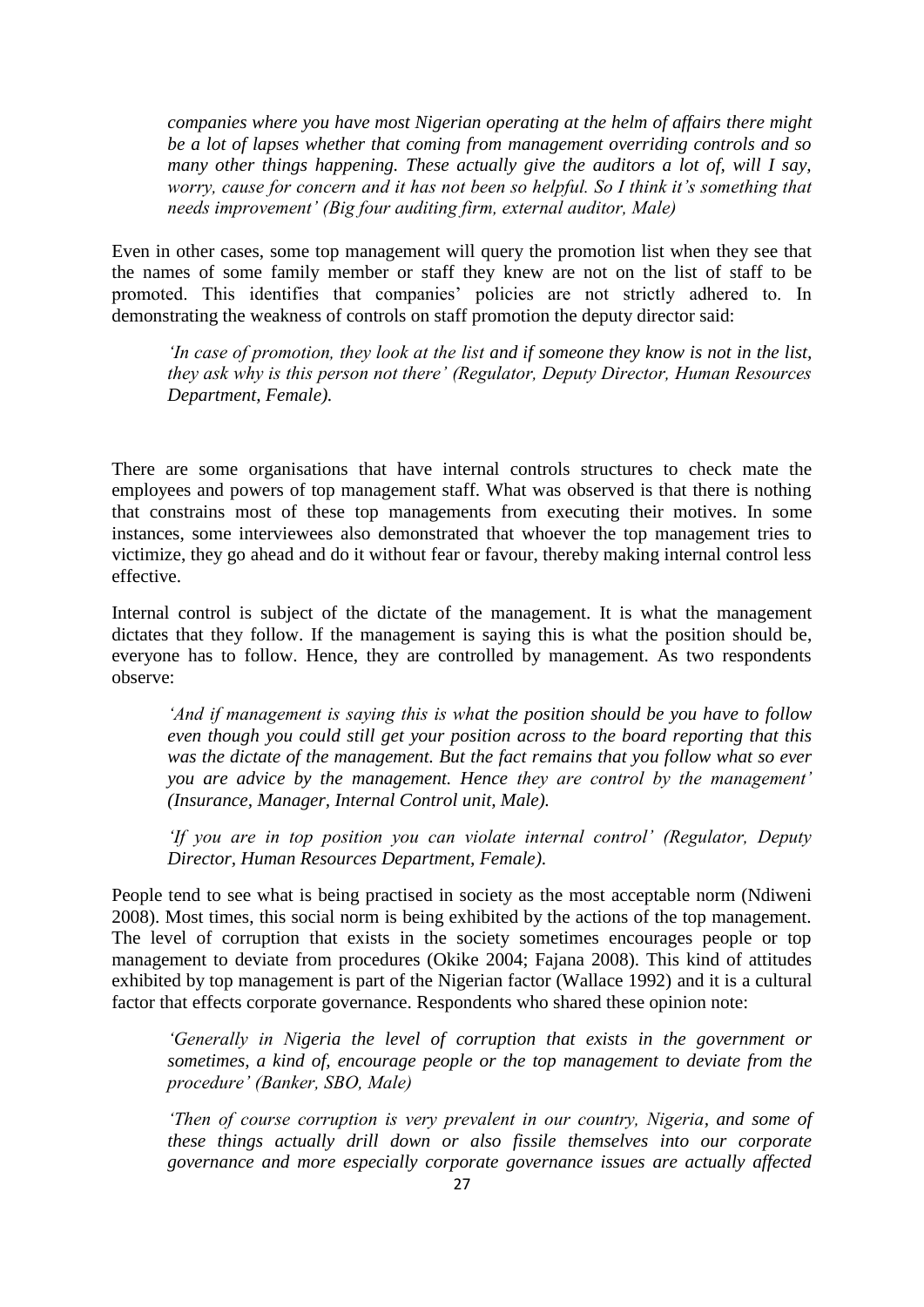*companies where you have most Nigerian operating at the helm of affairs there might be a lot of lapses whether that coming from management overriding controls and so many other things happening. These actually give the auditors a lot of, will I say, worry, cause for concern and it has not been so helpful. So I think it's something that needs improvement' (Big four auditing firm, external auditor, Male)*

Even in other cases, some top management will query the promotion list when they see that the names of some family member or staff they knew are not on the list of staff to be promoted. This identifies that companies' policies are not strictly adhered to. In demonstrating the weakness of controls on staff promotion the deputy director said:

*'In case of promotion, they look at the list and if someone they know is not in the list, they ask why is this person not there' (Regulator, Deputy Director, Human Resources Department, Female).*

There are some organisations that have internal controls structures to check mate the employees and powers of top management staff. What was observed is that there is nothing that constrains most of these top managements from executing their motives. In some instances, some interviewees also demonstrated that whoever the top management tries to victimize, they go ahead and do it without fear or favour, thereby making internal control less effective.

Internal control is subject of the dictate of the management. It is what the management dictates that they follow. If the management is saying this is what the position should be, everyone has to follow. Hence, they are controlled by management. As two respondents observe:

*'And if management is saying this is what the position should be you have to follow even though you could still get your position across to the board reporting that this was the dictate of the management. But the fact remains that you follow what so ever you are advice by the management. Hence they are control by the management' (Insurance, Manager, Internal Control unit, Male).*

*'If you are in top position you can violate internal control' (Regulator, Deputy Director, Human Resources Department, Female).*

People tend to see what is being practised in society as the most acceptable norm (Ndiweni 2008). Most times, this social norm is being exhibited by the actions of the top management. The level of corruption that exists in the society sometimes encourages people or top management to deviate from procedures (Okike 2004; Fajana 2008). This kind of attitudes exhibited by top management is part of the Nigerian factor (Wallace 1992) and it is a cultural factor that effects corporate governance. Respondents who shared these opinion note:

*'Generally in Nigeria the level of corruption that exists in the government or sometimes, a kind of, encourage people or the top management to deviate from the procedure' (Banker, SBO, Male)*

*'Then of course corruption is very prevalent in our country, Nigeria, and some of these things actually drill down or also fissile themselves into our corporate governance and more especially corporate governance issues are actually affected*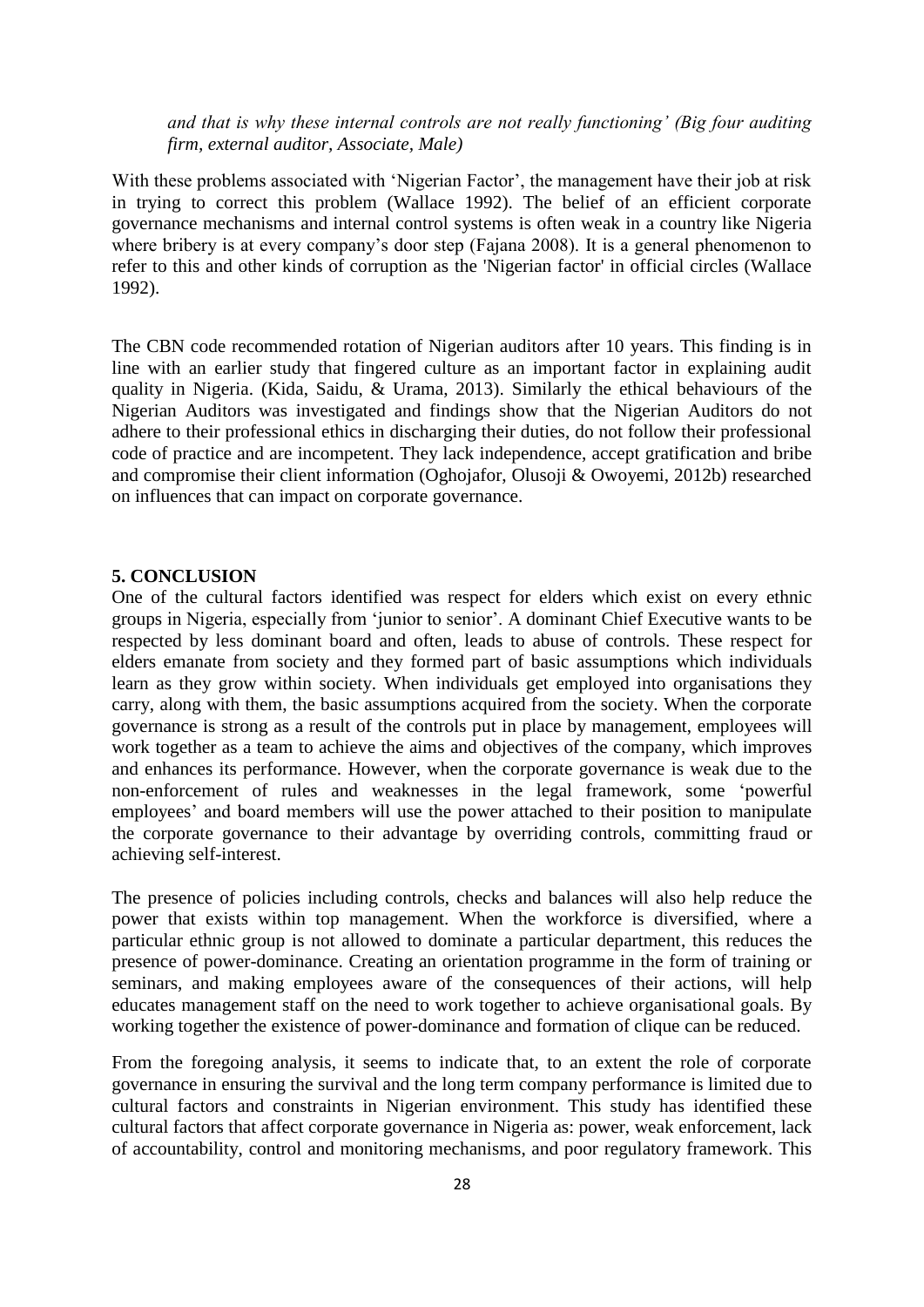*and that is why these internal controls are not really functioning' (Big four auditing firm, external auditor, Associate, Male)*

With these problems associated with 'Nigerian Factor', the management have their job at risk in trying to correct this problem (Wallace 1992). The belief of an efficient corporate governance mechanisms and internal control systems is often weak in a country like Nigeria where bribery is at every company's door step (Fajana 2008). It is a general phenomenon to refer to this and other kinds of corruption as the 'Nigerian factor' in official circles (Wallace 1992).

The CBN code recommended rotation of Nigerian auditors after 10 years. This finding is in line with an earlier study that fingered culture as an important factor in explaining audit quality in Nigeria. (Kida, Saidu, & Urama, 2013). Similarly the ethical behaviours of the Nigerian Auditors was investigated and findings show that the Nigerian Auditors do not adhere to their professional ethics in discharging their duties, do not follow their professional code of practice and are incompetent. They lack independence, accept gratification and bribe and compromise their client information (Oghojafor, Olusoji & Owoyemi, 2012b) researched on influences that can impact on corporate governance.

## 5. CONCLUSION

One of the cultural factors identified was respect for elders which exist on every ethnic groups in Nigeria, especially from 'junior to senior'. A dominant Chief Executive wants to be respected by less dominant board and often, leads to abuse of controls. These respect for elders emanate from society and they formed part of basic assumptions which individuals learn as they grow within society. When individuals get employed into organisations they carry, along with them, the basic assumptions acquired from the society. When the corporate governance is strong as a result of the controls put in place by management, employees will work together as a team to achieve the aims and objectives of the company, which improves and enhances its performance. However, when the corporate governance is weak due to the non-enforcement of rules and weaknesses in the legal framework, some 'powerful employees' and board members will use the power attached to their position to manipulate the corporate governance to their advantage by overriding controls, committing fraud or achieving self-interest.

The presence of policies including controls, checks and balances will also help reduce the power that exists within top management. When the workforce is diversified, where a particular ethnic group is not allowed to dominate a particular department, this reduces the presence of power-dominance. Creating an orientation programme in the form of training or seminars, and making employees aware of the consequences of their actions, will help educates management staff on the need to work together to achieve organisational goals. By working together the existence of power-dominance and formation of clique can be reduced.

From the foregoing analysis, it seems to indicate that, to an extent the role of corporate governance in ensuring the survival and the long term company performance is limited due to cultural factors and constraints in Nigerian environment. This study has identified these cultural factors that affect corporate governance in Nigeria as: power, weak enforcement, lack of accountability, control and monitoring mechanisms, and poor regulatory framework. This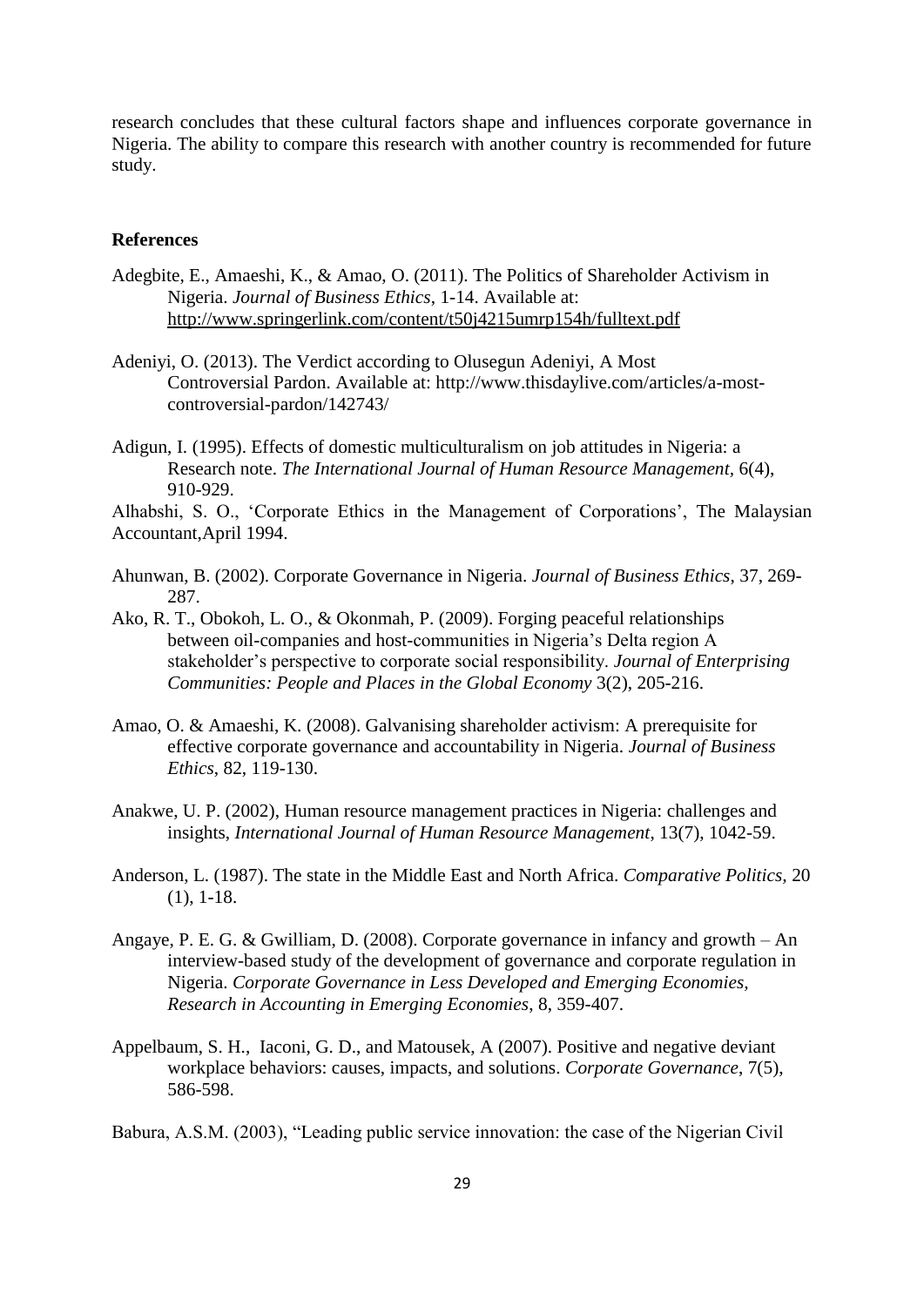research concludes that these cultural factors shape and influences corporate governance in Nigeria. The ability to compare this research with another country is recommended for future study.

### References

Adegbite, E., Amaeshi, K., & Amao, O. (2011). The Politics of Shareholder Activism in Nigeria. *Journal of Business Ethics*, 1-14. Available at: http://www.springerlink.com/content/t50j4215umrp154h/fulltext.pdf

Adeniyi, O. (2013). The Verdict according to Olusegun Adeniyi, A Most Controversial Pardon. Available at: http://www.thisdaylive.com/articles/a-most-controversial-pardon/142743/

Adigun, I. (1995). Effects of domestic multiculturalism on job attitudes in Nigeria: a Research note. *The International Journal of Human Resource Management*, 6(4), 910-929.

Alhabshi, S. O., 'Corporate Ethics in the Management of Corporations', The Malaysian Accountant,April 1994.

Ahunwan, B. (2002). Corporate Governance in Nigeria. *Journal of Business Ethics*, 37, 269-287.

Ako, R. T., Obokoh, L. O., & Okonmah, P. (2009). Forging peaceful relationships between oil-companies and host-communities in Nigeria's Delta region A stakeholder's perspective to corporate social responsibility. *Journal of Enterprising Communities: People and Places in the Global Economy* 3(2), 205-216.

Amao, O. & Amaeshi, K. (2008). Galvanising shareholder activism: A prerequisite for effective corporate governance and accountability in Nigeria. *Journal of Business Ethics*, 82, 119-130.

Anakwe, U. P. (2002), Human resource management practices in Nigeria: challenges and insights, *International Journal of Human Resource Management*, 13(7), 1042-59.

Anderson, L. (1987). The state in the Middle East and North Africa. *Comparative Politics*, 20 (1), 1-18.

Angaye, P. E. G. & Gwilliam, D. (2008). Corporate governance in infancy and growth – An interview-based study of the development of governance and corporate regulation in Nigeria. *Corporate Governance in Less Developed and Emerging Economies, Research in Accounting in Emerging Economies*, 8, 359-407.

Appelbaum, S. H., Iaconi, G. D., and Matousek, A (2007). Positive and negative deviant workplace behaviors: causes, impacts, and solutions. *Corporate Governance*, 7(5), 586-598.

Babura, A.S.M. (2003), "Leading public service innovation: the case of the Nigerian Civil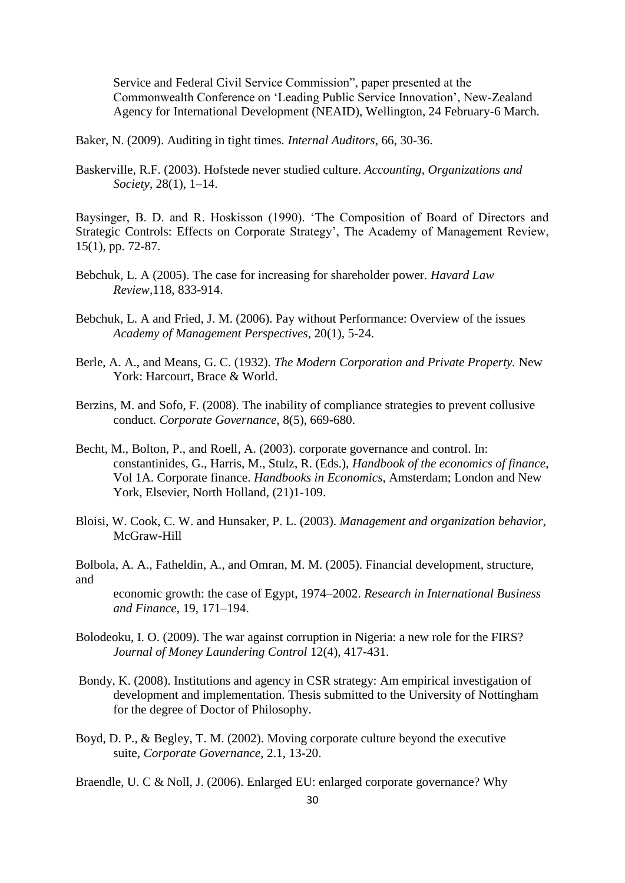Service and Federal Civil Service Commission", paper presented at the Commonwealth Conference on 'Leading Public Service Innovation', New-Zealand Agency for International Development (NEAID), Wellington, 24 February-6 March.

Baker, N. (2009). Auditing in tight times. *Internal Auditors*, 66, 30-36.

Baskerville, R.F. (2003). Hofstede never studied culture. *Accounting, Organizations and Society*, 28(1), 1–14.

Baysinger, B. D. and R. Hoskisson (1990). 'The Composition of Board of Directors and Strategic Controls: Effects on Corporate Strategy', The Academy of Management Review, 15(1), pp. 72-87.

Bebchuk, L. A (2005). The case for increasing for shareholder power. *Havard Law Review*,118, 833-914.

Bebchuk, L. A and Fried, J. M. (2006). Pay without Performance: Overview of the issues *Academy of Management Perspectives*, 20(1), 5-24.

Berle, A. A., and Means, G. C. (1932). *The Modern Corporation and Private Property.* New York: Harcourt, Brace & World.

Berzins, M. and Sofo, F. (2008). The inability of compliance strategies to prevent collusive conduct. *Corporate Governance,* 8(5), 669-680.

Becht, M., Bolton, P., and Roell, A. (2003). corporate governance and control. In: constantinides, G., Harris, M., Stulz, R. (Eds.), *Handbook of the economics of finance*, Vol 1A. Corporate finance. *Handbooks in Economics*, Amsterdam; London and New York, Elsevier, North Holland, (21)1-109.

Bloisi, W. Cook, C. W. and Hunsaker, P. L. (2003). *Management and organization behavior*, McGraw-Hill

Bolbola, A. A., Fatheldin, A., and Omran, M. M. (2005). Financial development, structure, and economic growth: the case of Egypt, 1974–2002. *Research in International Business and Finance*, 19, 171–194.

Bolodeoku, I. O. (2009). The war against corruption in Nigeria: a new role for the FIRS? *Journal of Money Laundering Control* 12(4), 417-431.

Bondy, K. (2008). Institutions and agency in CSR strategy: Am empirical investigation of development and implementation. Thesis submitted to the University of Nottingham for the degree of Doctor of Philosophy.

Boyd, D. P., & Begley, T. M. (2002). Moving corporate culture beyond the executive suite, *Corporate Governance*, 2.1, 13-20.

Braendle, U. C & Noll, J. (2006). Enlarged EU: enlarged corporate governance? Why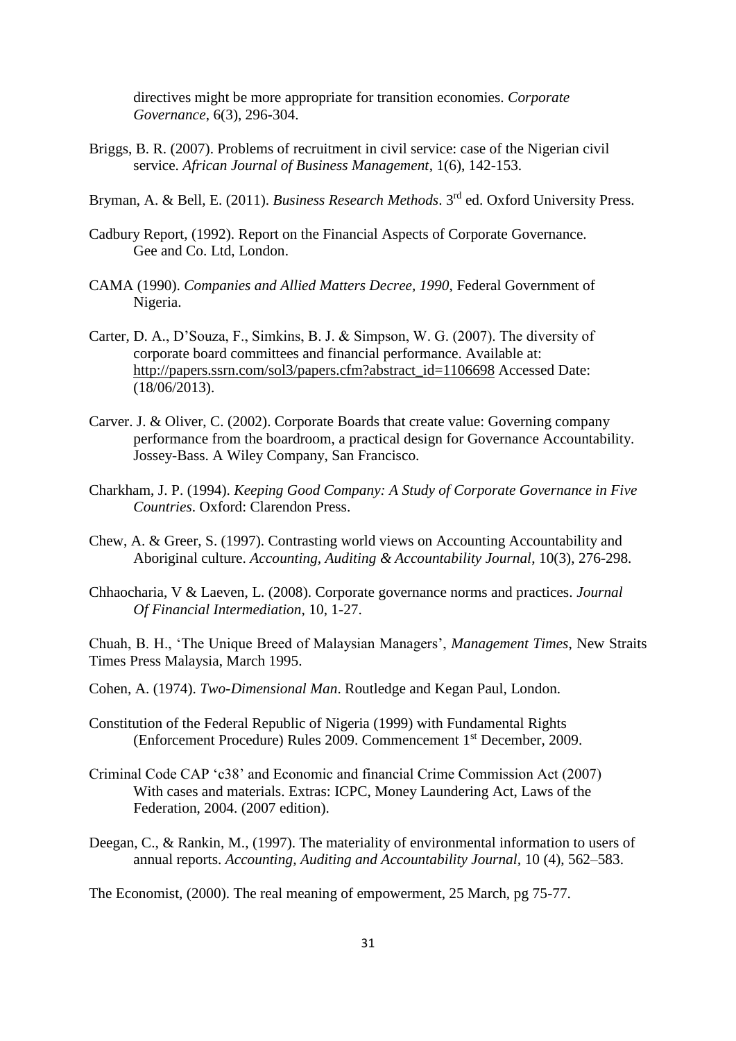directives might be more appropriate for transition economies. *Corporate Governance*, 6(3), 296-304.

Briggs, B. R. (2007). Problems of recruitment in civil service: case of the Nigerian civil service. *African Journal of Business Management*, 1(6), 142-153.

Bryman, A. & Bell, E. (2011). *Business Research Methods*. 3rd ed. Oxford University Press.

Cadbury Report, (1992). Report on the Financial Aspects of Corporate Governance. Gee and Co. Ltd, London.

CAMA (1990). *Companies and Allied Matters Decree, 1990*, Federal Government of Nigeria.

Carter, D. A., D'Souza, F., Simkins, B. J. & Simpson, W. G. (2007). The diversity of corporate board committees and financial performance. Available at: http://papers.ssrn.com/sol3/papers.cfm?abstract_id=1106698 Accessed Date: (18/06/2013).

Carver. J. & Oliver, C. (2002). Corporate Boards that create value: Governing company performance from the boardroom, a practical design for Governance Accountability. Jossey-Bass. A Wiley Company, San Francisco.

Charkham, J. P. (1994). *Keeping Good Company: A Study of Corporate Governance in Five Countries*. Oxford: Clarendon Press.

Chew, A. & Greer, S. (1997). Contrasting world views on Accounting Accountability and Aboriginal culture. *Accounting, Auditing & Accountability Journal*, 10(3), 276-298.

Chhaocharia, V & Laeven, L. (2008). Corporate governance norms and practices. *Journal Of Financial Intermediation*, 10, 1-27.

Chuah, B. H., 'The Unique Breed of Malaysian Managers', *Management Times*, New Straits Times Press Malaysia, March 1995.

Cohen, A. (1974). *Two-Dimensional Man*. Routledge and Kegan Paul, London.

Constitution of the Federal Republic of Nigeria (1999) with Fundamental Rights (Enforcement Procedure) Rules 2009. Commencement 1st December, 2009.

Criminal Code CAP 'c38' and Economic and financial Crime Commission Act (2007) With cases and materials. Extras: ICPC, Money Laundering Act, Laws of the Federation, 2004. (2007 edition).

Deegan, C., & Rankin, M., (1997). The materiality of environmental information to users of annual reports. *Accounting, Auditing and Accountability Journal*, 10 (4), 562–583.

The Economist, (2000). The real meaning of empowerment, 25 March, pg 75-77.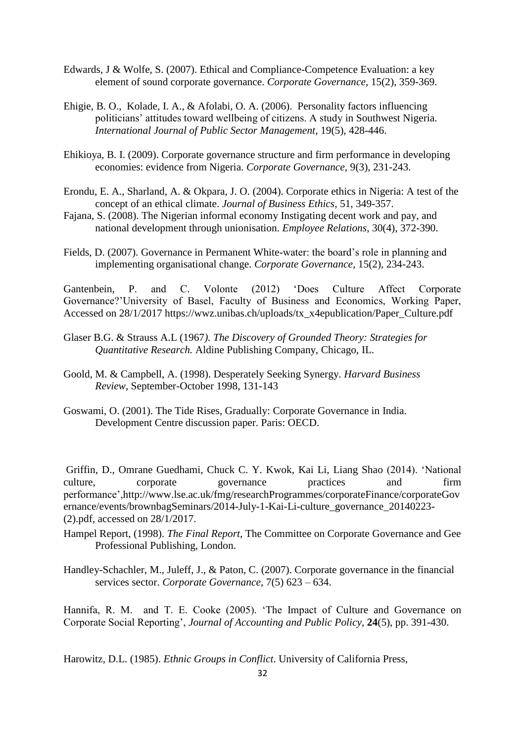Edwards, J & Wolfe, S. (2007). Ethical and Compliance-Competence Evaluation: a key element of sound corporate governance. *Corporate Governance*, 15(2), 359-369.

Ehigie, B. O., Kolade, I. A., & Afolabi, O. A. (2006). Personality factors influencing politicians' attitudes toward wellbeing of citizens. A study in Southwest Nigeria. *International Journal of Public Sector Management*, 19(5), 428-446.

Ehikioya, B. I. (2009). Corporate governance structure and firm performance in developing economies: evidence from Nigeria. *Corporate Governance*, 9(3), 231-243.

Erondu, E. A., Sharland, A. & Okpara, J. O. (2004). Corporate ethics in Nigeria: A test of the concept of an ethical climate. *Journal of Business Ethics*, 51, 349-357.

Fajana, S. (2008). The Nigerian informal economy Instigating decent work and pay, and national development through unionisation. *Employee Relations*, 30(4), 372-390.

Fields, D. (2007). Governance in Permanent White-water: the board's role in planning and implementing organisational change. *Corporate Governance*, 15(2), 234-243.

Gantenbein, P. and C. Volonte (2012) 'Does Culture Affect Corporate Governance?'University of Basel, Faculty of Business and Economics, Working Paper, Accessed on 28/1/2017 https://wwz.unibas.ch/uploads/tx_x4epublication/Paper_Culture.pdf

Glaser B.G. & Strauss A.L (1967*). The Discovery of Grounded Theory: Strategies for Quantitative Research.* Aldine Publishing Company, Chicago, IL.

Goold, M. & Campbell, A. (1998). Desperately Seeking Synergy. *Harvard Business Review*, September-October 1998, 131-143

Goswami, O. (2001). The Tide Rises, Gradually: Corporate Governance in India. Development Centre discussion paper. Paris: OECD.

Griffin, D., Omrane Guedhami, Chuck C. Y. Kwok, Kai Li, Liang Shao (2014). 'National culture, corporate governance practices and firm performance',http://www.lse.ac.uk/fmg/researchProgrammes/corporateFinance/corporateGovernance/events/brownbagSeminars/2014-July-1-Kai-Li-culture_governance_20140223-(2).pdf, accessed on 28/1/2017.

Hampel Report, (1998). *The Final Report*, The Committee on Corporate Governance and Gee Professional Publishing, London.

Handley-Schachler, M., Juleff, J., & Paton, C. (2007). Corporate governance in the financial services sector. *Corporate Governance*, 7(5) 623 – 634.

Hannifa, R. M. and T. E. Cooke (2005). 'The Impact of Culture and Governance on Corporate Social Reporting', *Journal of Accounting and Public Policy*, **24**(5), pp. 391-430.

Harowitz, D.L. (1985). *Ethnic Groups in Conflict*. University of California Press,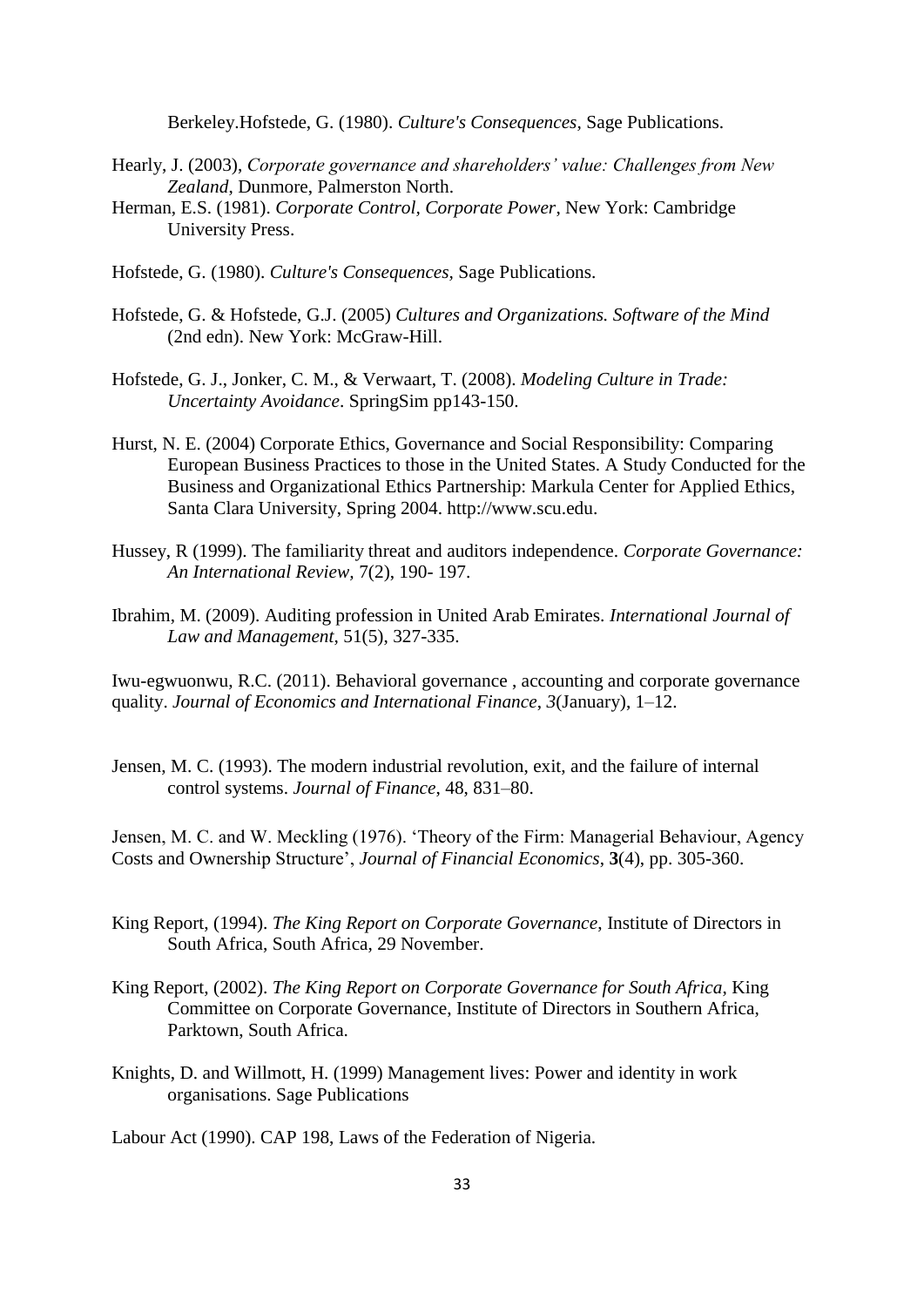Berkeley.Hofstede, G. (1980). *Culture's Consequences,* Sage Publications.

Hearly, J. (2003), *Corporate governance and shareholders' value: Challenges from New Zealand*, Dunmore, Palmerston North.

Herman, E.S. (1981). *Corporate Control, Corporate Power*, New York: Cambridge University Press.

Hofstede, G. (1980). *Culture's Consequences,* Sage Publications.

Hofstede, G. & Hofstede, G.J. (2005) *Cultures and Organizations. Software of the Mind* (2nd edn). New York: McGraw-Hill.

Hofstede, G. J., Jonker, C. M., & Verwaart, T. (2008). *Modeling Culture in Trade: Uncertainty Avoidance*. SpringSim pp143-150.

Hurst, N. E. (2004) Corporate Ethics, Governance and Social Responsibility: Comparing European Business Practices to those in the United States. A Study Conducted for the Business and Organizational Ethics Partnership: Markula Center for Applied Ethics, Santa Clara University, Spring 2004. http://www.scu.edu.

Hussey, R (1999). The familiarity threat and auditors independence. *Corporate Governance: An International Review,* 7(2), 190- 197.

Ibrahim, M. (2009). Auditing profession in United Arab Emirates. *International Journal of Law and Management*, 51(5), 327-335.

Iwu-egwuonwu, R.C. (2011). Behavioral governance , accounting and corporate governance quality. *Journal of Economics and International Finance*, *3*(January), 1–12.

Jensen, M. C. (1993). The modern industrial revolution, exit, and the failure of internal control systems. *Journal of Finance,* 48, 831–80.

Jensen, M. C. and W. Meckling (1976). 'Theory of the Firm: Managerial Behaviour, Agency Costs and Ownership Structure', *Journal of Financial Economics*, **3**(4), pp. 305-360.

King Report, (1994). *The King Report on Corporate Governance*, Institute of Directors in South Africa, South Africa, 29 November.

King Report, (2002). *The King Report on Corporate Governance for South Africa*, King Committee on Corporate Governance, Institute of Directors in Southern Africa, Parktown, South Africa.

Knights, D. and Willmott, H. (1999) Management lives: Power and identity in work organisations. Sage Publications

Labour Act (1990). CAP 198, Laws of the Federation of Nigeria.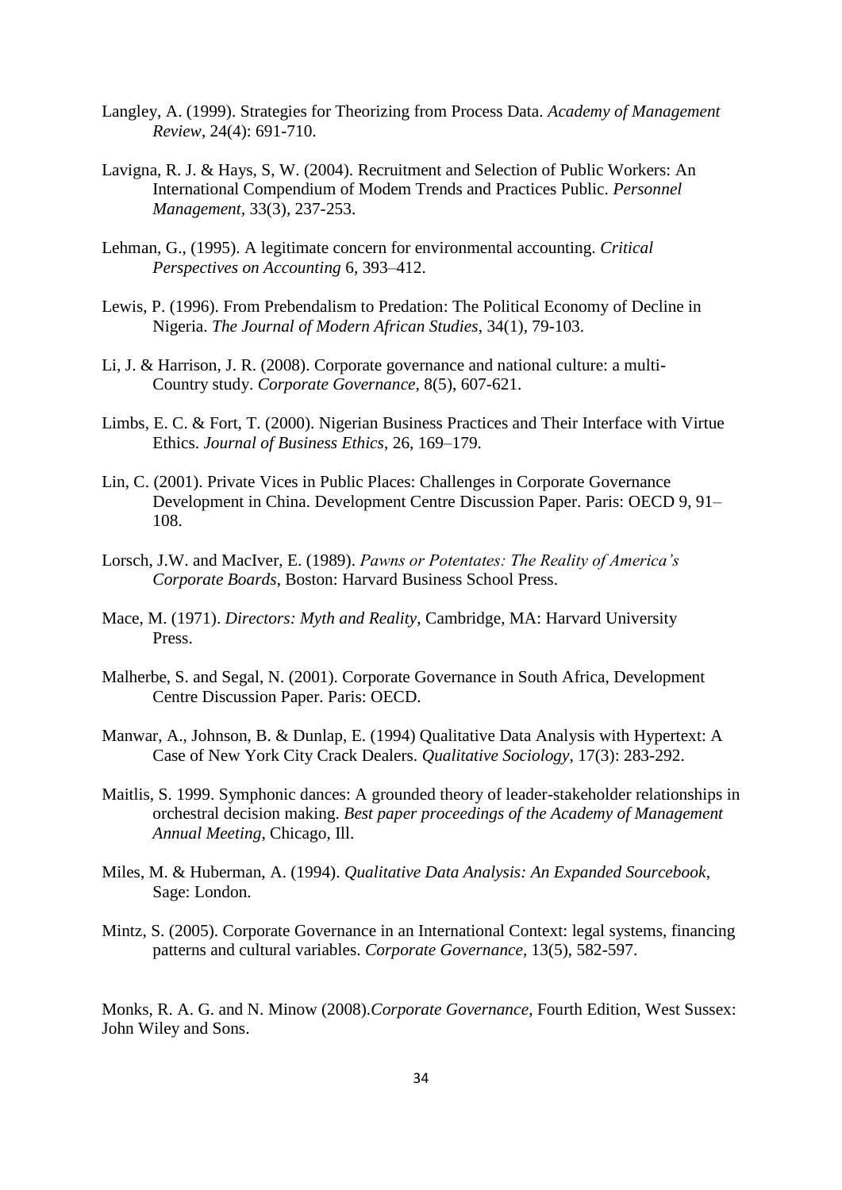Langley, A. (1999). Strategies for Theorizing from Process Data. *Academy of Management Review*, 24(4): 691-710.

Lavigna, R. J. & Hays, S, W. (2004). Recruitment and Selection of Public Workers: An International Compendium of Modem Trends and Practices Public. *Personnel Management*, 33(3), 237-253.

Lehman, G., (1995). A legitimate concern for environmental accounting. *Critical Perspectives on Accounting* 6, 393–412.

Lewis, P. (1996). From Prebendalism to Predation: The Political Economy of Decline in Nigeria. *The Journal of Modern African Studies*, 34(1), 79-103.

Li, J. & Harrison, J. R. (2008). Corporate governance and national culture: a multi-Country study. *Corporate Governance*, 8(5), 607-621.

Limbs, E. C. & Fort, T. (2000). Nigerian Business Practices and Their Interface with Virtue Ethics. *Journal of Business Ethics*, 26, 169–179.

Lin, C. (2001). Private Vices in Public Places: Challenges in Corporate Governance Development in China. Development Centre Discussion Paper. Paris: OECD 9, 91–108.

Lorsch, J.W. and MacIver, E. (1989). *Pawns or Potentates: The Reality of America's Corporate Boards*, Boston: Harvard Business School Press.

Mace, M. (1971). *Directors: Myth and Reality*, Cambridge, MA: Harvard University Press.

Malherbe, S. and Segal, N. (2001). Corporate Governance in South Africa, Development Centre Discussion Paper. Paris: OECD.

Manwar, A., Johnson, B. & Dunlap, E. (1994) Qualitative Data Analysis with Hypertext: A Case of New York City Crack Dealers. *Qualitative Sociology*, 17(3): 283-292.

Maitlis, S. 1999. Symphonic dances: A grounded theory of leader-stakeholder relationships in orchestral decision making. *Best paper proceedings of the Academy of Management Annual Meeting*, Chicago, Ill.

Miles, M. & Huberman, A. (1994). *Qualitative Data Analysis: An Expanded Sourcebook*, Sage: London.

Mintz, S. (2005). Corporate Governance in an International Context: legal systems, financing patterns and cultural variables. *Corporate Governance*, 13(5), 582-597.

Monks, R. A. G. and N. Minow (2008).*Corporate Governance*, Fourth Edition, West Sussex: John Wiley and Sons.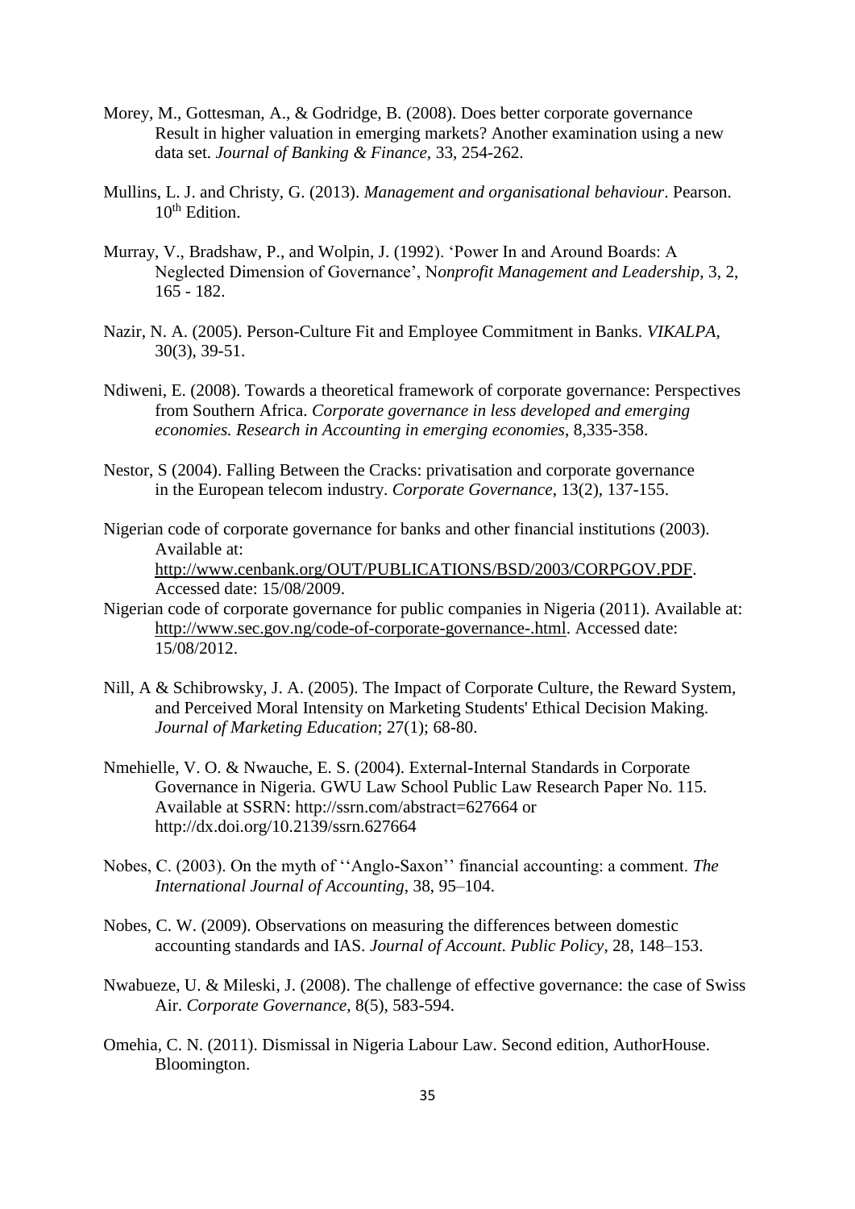Morey, M., Gottesman, A., & Godridge, B. (2008). Does better corporate governance Result in higher valuation in emerging markets? Another examination using a new data set. *Journal of Banking & Finance*, 33, 254-262.

Mullins, L. J. and Christy, G. (2013). *Management and organisational behaviour*. Pearson. 10th Edition.

Murray, V., Bradshaw, P., and Wolpin, J. (1992). 'Power In and Around Boards: A Neglected Dimension of Governance', N*onprofit Management and Leadership*, 3, 2, 165 - 182.

Nazir, N. A. (2005). Person-Culture Fit and Employee Commitment in Banks. *VIKALPA*, 30(3), 39-51.

Ndiweni, E. (2008). Towards a theoretical framework of corporate governance: Perspectives from Southern Africa. *Corporate governance in less developed and emerging economies. Research in Accounting in emerging economies*, 8,335-358.

Nestor, S (2004). Falling Between the Cracks: privatisation and corporate governance in the European telecom industry. *Corporate Governance*, 13(2), 137-155.

Nigerian code of corporate governance for banks and other financial institutions (2003). Available at: http://www.cenbank.org/OUT/PUBLICATIONS/BSD/2003/CORPGOV.PDF. Accessed date: 15/08/2009.

Nigerian code of corporate governance for public companies in Nigeria (2011). Available at: http://www.sec.gov.ng/code-of-corporate-governance-.html. Accessed date: 15/08/2012.

Nill, A & Schibrowsky, J. A. (2005). The Impact of Corporate Culture, the Reward System, and Perceived Moral Intensity on Marketing Students' Ethical Decision Making. *Journal of Marketing Education*; 27(1); 68-80.

Nmehielle, V. O. & Nwauche, E. S. (2004). External-Internal Standards in Corporate Governance in Nigeria. GWU Law School Public Law Research Paper No. 115. Available at SSRN: http://ssrn.com/abstract=627664 or http://dx.doi.org/10.2139/ssrn.627664

Nobes, C. (2003). On the myth of ''Anglo-Saxon'' financial accounting: a comment. *The International Journal of Accounting*, 38, 95–104.

Nobes, C. W. (2009). Observations on measuring the differences between domestic accounting standards and IAS. *Journal of Account. Public Policy*, 28, 148–153.

Nwabueze, U. & Mileski, J. (2008). The challenge of effective governance: the case of Swiss Air. *Corporate Governance*, 8(5), 583-594.

Omehia, C. N. (2011). Dismissal in Nigeria Labour Law. Second edition, AuthorHouse. Bloomington.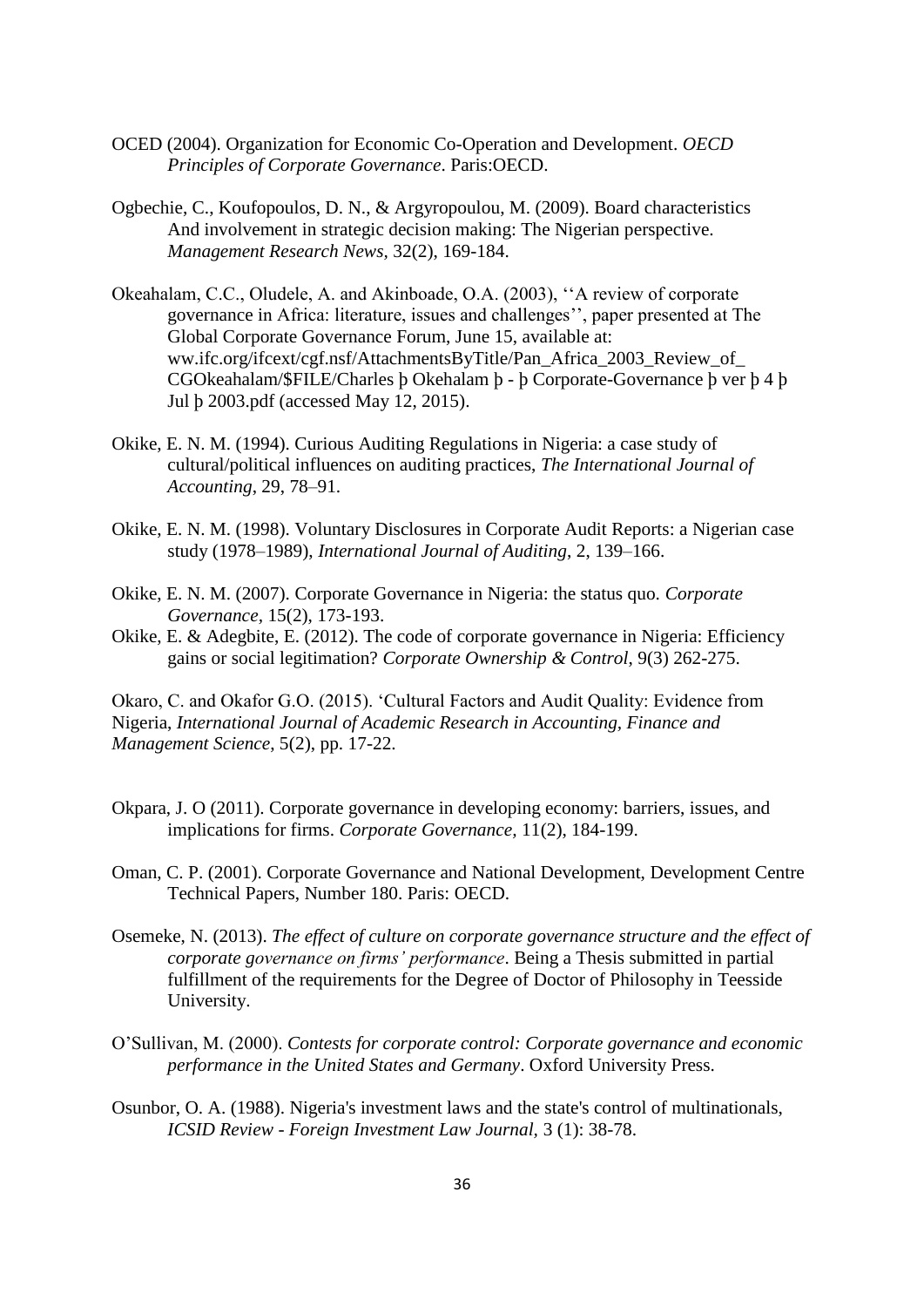OCED (2004). Organization for Economic Co-Operation and Development. *OECD Principles of Corporate Governance*. Paris:OECD.

Ogbechie, C., Koufopoulos, D. N., & Argyropoulou, M. (2009). Board characteristics And involvement in strategic decision making: The Nigerian perspective. *Management Research News,* 32(2), 169-184.

Okeahalam, C.C., Oludele, A. and Akinboade, O.A. (2003), ''A review of corporate governance in Africa: literature, issues and challenges'', paper presented at The Global Corporate Governance Forum, June 15, available at: ww.ifc.org/ifcext/cgf.nsf/AttachmentsByTitle/Pan_Africa_2003_Review_of_CGOkeahalam/$FILE/Charles þ Okehalam þ - þ Corporate-Governance þ ver þ 4 þ Jul þ 2003.pdf (accessed May 12, 2015).

Okike, E. N. M. (1994). Curious Auditing Regulations in Nigeria: a case study of cultural/political influences on auditing practices, *The International Journal of Accounting*, 29, 78–91.

Okike, E. N. M. (1998). Voluntary Disclosures in Corporate Audit Reports: a Nigerian case study (1978–1989), *International Journal of Auditing*, 2, 139–166.

Okike, E. N. M. (2007). Corporate Governance in Nigeria: the status quo. *Corporate Governance,* 15(2), 173-193.

Okike, E. & Adegbite, E. (2012). The code of corporate governance in Nigeria: Efficiency gains or social legitimation? *Corporate Ownership & Control*, 9(3) 262-275.

Okaro, C. and Okafor G.O. (2015). 'Cultural Factors and Audit Quality: Evidence from Nigeria, *International Journal of Academic Research in Accounting, Finance and Management Science*, 5(2), pp. 17-22.

Okpara, J. O (2011). Corporate governance in developing economy: barriers, issues, and implications for firms. *Corporate Governance,* 11(2), 184-199.

Oman, C. P. (2001). Corporate Governance and National Development, Development Centre Technical Papers, Number 180. Paris: OECD.

Osemeke, N. (2013). *The effect of culture on corporate governance structure and the effect of corporate governance on firms' performance*. Being a Thesis submitted in partial fulfillment of the requirements for the Degree of Doctor of Philosophy in Teesside University.

O'Sullivan, M. (2000). *Contests for corporate control: Corporate governance and economic performance in the United States and Germany*. Oxford University Press.

Osunbor, O. A. (1988). Nigeria's investment laws and the state's control of multinationals, *ICSID Review - Foreign Investment Law Journal*, 3 (1): 38-78.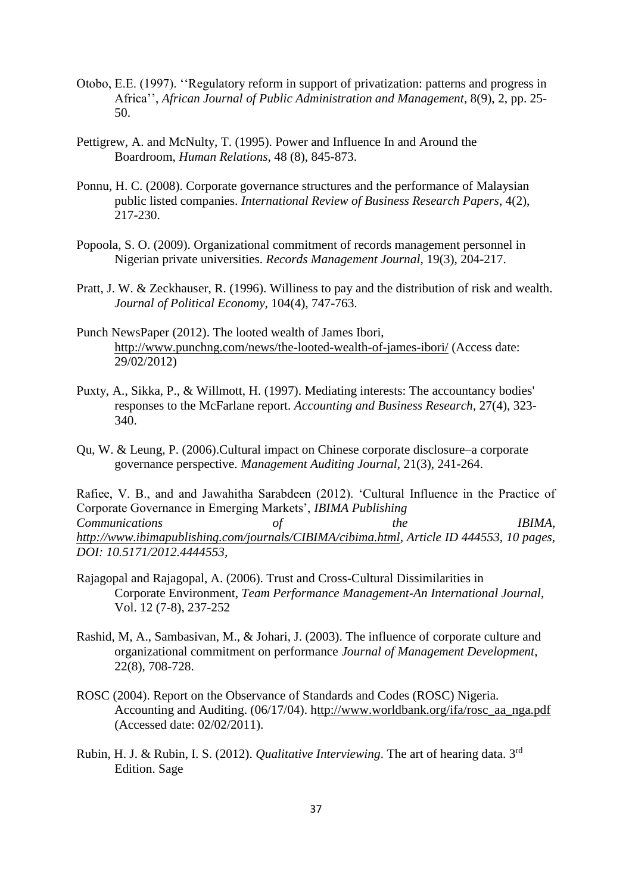Otobo, E.E. (1997). ''Regulatory reform in support of privatization: patterns and progress in Africa'', *African Journal of Public Administration and Management*, 8(9), 2, pp. 25-50.

Pettigrew, A. and McNulty, T. (1995). Power and Influence In and Around the Boardroom, *Human Relations*, 48 (8), 845-873.

Ponnu, H. C. (2008). Corporate governance structures and the performance of Malaysian public listed companies. *International Review of Business Research Papers*, 4(2), 217-230.

Popoola, S. O. (2009). Organizational commitment of records management personnel in Nigerian private universities. *Records Management Journal*, 19(3), 204-217.

Pratt, J. W. & Zeckhauser, R. (1996). Williness to pay and the distribution of risk and wealth. *Journal of Political Economy*, 104(4), 747-763.

Punch NewsPaper (2012). The looted wealth of James Ibori, http://www.punchng.com/news/the-looted-wealth-of-james-ibori/ (Access date: 29/02/2012)

Puxty, A., Sikka, P., & Willmott, H. (1997). Mediating interests: The accountancy bodies' responses to the McFarlane report. *Accounting and Business Research*, 27(4), 323-340.

Qu, W. & Leung, P. (2006).Cultural impact on Chinese corporate disclosure–a corporate governance perspective. *Management Auditing Journal*, 21(3), 241-264.

Rafiee, V. B., and and Jawahitha Sarabdeen (2012). 'Cultural Influence in the Practice of Corporate Governance in Emerging Markets', *IBIMA Publishing Communications of the IBIMA, http://www.ibimapublishing.com/journals/CIBIMA/cibima.html, Article ID 444553, 10 pages, DOI: 10.5171/2012.4444553*,

Rajagopal and Rajagopal, A. (2006). Trust and Cross-Cultural Dissimilarities in Corporate Environment, *Team Performance Management-An International Journal*, Vol. 12 (7-8), 237-252

Rashid, M, A., Sambasivan, M., & Johari, J. (2003). The influence of corporate culture and organizational commitment on performance *Journal of Management Development*, 22(8), 708-728.

ROSC (2004). Report on the Observance of Standards and Codes (ROSC) Nigeria. Accounting and Auditing. (06/17/04). http://www.worldbank.org/ifa/rosc_aa_nga.pdf (Accessed date: 02/02/2011).

Rubin, H. J. & Rubin, I. S. (2012). *Qualitative Interviewing*. The art of hearing data. 3rd Edition. Sage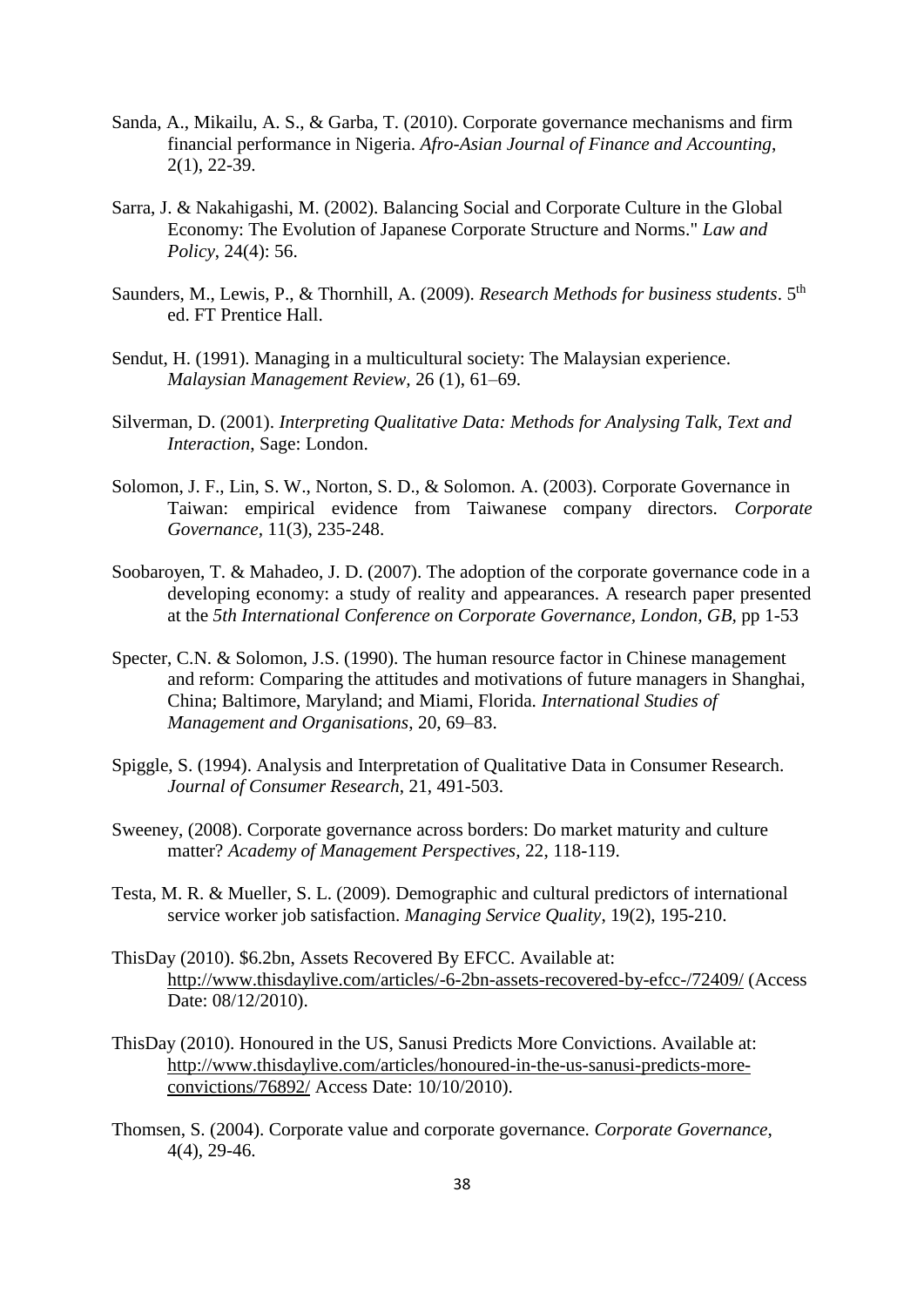Sanda, A., Mikailu, A. S., & Garba, T. (2010). Corporate governance mechanisms and firm financial performance in Nigeria. *Afro-Asian Journal of Finance and Accounting*, 2(1), 22-39.

Sarra, J. & Nakahigashi, M. (2002). Balancing Social and Corporate Culture in the Global Economy: The Evolution of Japanese Corporate Structure and Norms." *Law and Policy*, 24(4): 56.

Saunders, M., Lewis, P., & Thornhill, A. (2009). *Research Methods for business students*. 5th ed. FT Prentice Hall.

Sendut, H. (1991). Managing in a multicultural society: The Malaysian experience. *Malaysian Management Review*, 26 (1), 61–69.

Silverman, D. (2001). *Interpreting Qualitative Data: Methods for Analysing Talk, Text and Interaction*, Sage: London.

Solomon, J. F., Lin, S. W., Norton, S. D., & Solomon. A. (2003). Corporate Governance in Taiwan: empirical evidence from Taiwanese company directors. *Corporate Governance*, 11(3), 235-248.

Soobaroyen, T. & Mahadeo, J. D. (2007). The adoption of the corporate governance code in a developing economy: a study of reality and appearances. A research paper presented at the *5th International Conference on Corporate Governance, London, GB*, pp 1-53

Specter, C.N. & Solomon, J.S. (1990). The human resource factor in Chinese management and reform: Comparing the attitudes and motivations of future managers in Shanghai, China; Baltimore, Maryland; and Miami, Florida. *International Studies of Management and Organisations*, 20, 69–83.

Spiggle, S. (1994). Analysis and Interpretation of Qualitative Data in Consumer Research. *Journal of Consumer Research*, 21, 491-503.

Sweeney, (2008). Corporate governance across borders: Do market maturity and culture matter? *Academy of Management Perspectives,* 22, 118-119.

Testa, M. R. & Mueller, S. L. (2009). Demographic and cultural predictors of international service worker job satisfaction. *Managing Service Quality*, 19(2), 195-210.

ThisDay (2010). $6.2bn, Assets Recovered By EFCC. Available at: http://www.thisdaylive.com/articles/-6-2bn-assets-recovered-by-efcc-/72409/ (Access Date: 08/12/2010).

ThisDay (2010). Honoured in the US, Sanusi Predicts More Convictions. Available at: http://www.thisdaylive.com/articles/honoured-in-the-us-sanusi-predicts-more-convictions/76892/ Access Date: 10/10/2010).

Thomsen, S. (2004). Corporate value and corporate governance. *Corporate Governance*, 4(4), 29-46.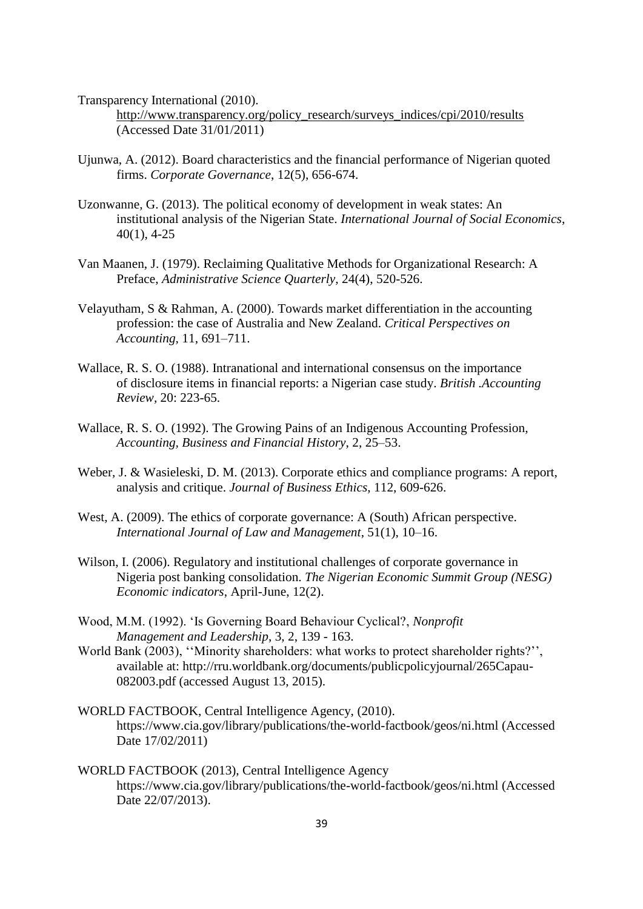Transparency International (2010). http://www.transparency.org/policy_research/surveys_indices/cpi/2010/results (Accessed Date 31/01/2011)

Ujunwa, A. (2012). Board characteristics and the financial performance of Nigerian quoted firms. *Corporate Governance*, 12(5), 656-674.

Uzonwanne, G. (2013). The political economy of development in weak states: An institutional analysis of the Nigerian State. *International Journal of Social Economics*, 40(1), 4-25

Van Maanen, J. (1979). Reclaiming Qualitative Methods for Organizational Research: A Preface, *Administrative Science Quarterly*, 24(4), 520-526.

Velayutham, S & Rahman, A. (2000). Towards market differentiation in the accounting profession: the case of Australia and New Zealand. *Critical Perspectives on Accounting*, 11, 691–711.

Wallace, R. S. O. (1988). Intranational and international consensus on the importance of disclosure items in financial reports: a Nigerian case study. *British .Accounting Review*, 20: 223-65.

Wallace, R. S. O. (1992). The Growing Pains of an Indigenous Accounting Profession, *Accounting, Business and Financial History*, 2, 25–53.

Weber, J. & Wasieleski, D. M. (2013). Corporate ethics and compliance programs: A report, analysis and critique. *Journal of Business Ethics*, 112, 609-626.

West, A. (2009). The ethics of corporate governance: A (South) African perspective. *International Journal of Law and Management*, 51(1), 10–16.

Wilson, I. (2006). Regulatory and institutional challenges of corporate governance in Nigeria post banking consolidation. *The Nigerian Economic Summit Group (NESG) Economic indicators*, April-June, 12(2).

Wood, M.M. (1992). 'Is Governing Board Behaviour Cyclical?, *Nonprofit Management and Leadership*, 3, 2, 139 - 163.

World Bank (2003), ''Minority shareholders: what works to protect shareholder rights?'', available at: http://rru.worldbank.org/documents/publicpolicyjournal/265Capau-082003.pdf (accessed August 13, 2015).

WORLD FACTBOOK, Central Intelligence Agency, (2010). https://www.cia.gov/library/publications/the-world-factbook/geos/ni.html (Accessed Date 17/02/2011)

WORLD FACTBOOK (2013), Central Intelligence Agency https://www.cia.gov/library/publications/the-world-factbook/geos/ni.html (Accessed Date 22/07/2013).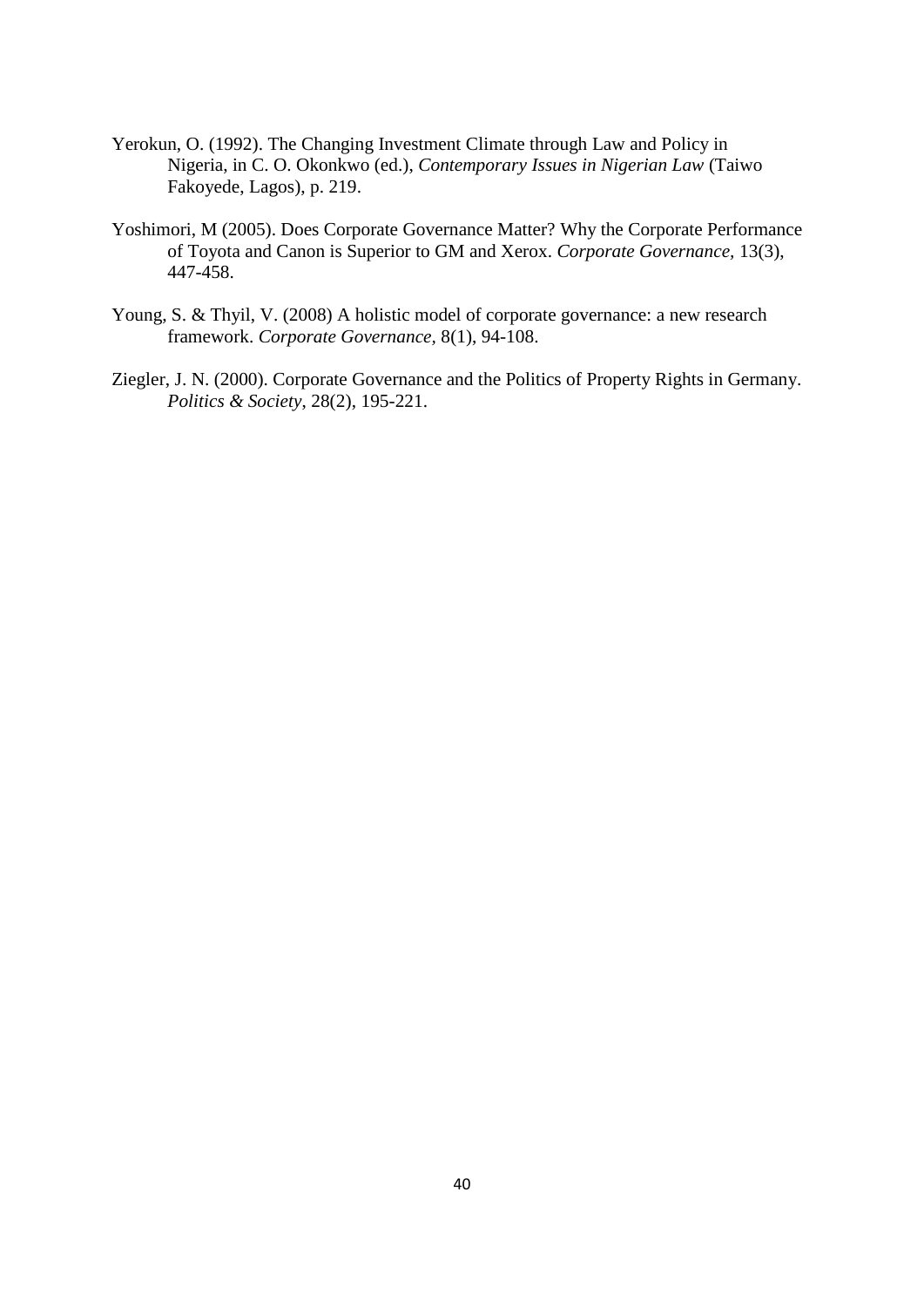Yerokun, O. (1992). The Changing Investment Climate through Law and Policy in Nigeria, in C. O. Okonkwo (ed.), *Contemporary Issues in Nigerian Law* (Taiwo Fakoyede, Lagos), p. 219.

Yoshimori, M (2005). Does Corporate Governance Matter? Why the Corporate Performance of Toyota and Canon is Superior to GM and Xerox. *Corporate Governance*, 13(3), 447-458.

Young, S. & Thyil, V. (2008) A holistic model of corporate governance: a new research framework. *Corporate Governance*, 8(1), 94-108.

Ziegler, J. N. (2000). Corporate Governance and the Politics of Property Rights in Germany. *Politics & Society*, 28(2), 195-221.